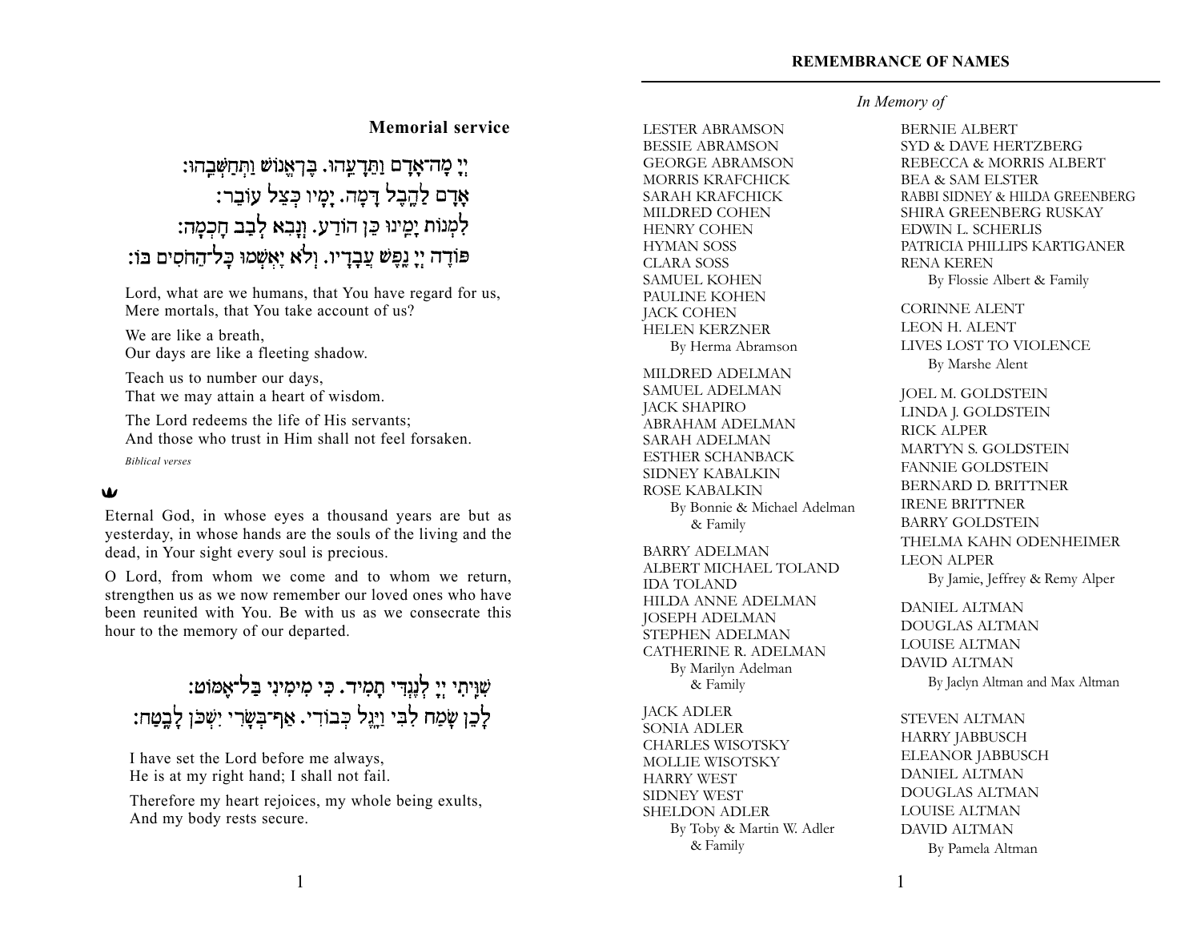## Memorial service

יְיָ מָה־אָדָם וַתֵּדָעֵהוּ. בֶּן־אֱנוֹשׁ וַתְּחַשְּׁבֵהוּ:
אָדָם לַהֶבֶל דָּמָה. יָמָיו כְּצֵל עוֹבֵר:
לִמְנוֹת יָמֵינוּ כֵּן הוֹדַע. וְנָבִא לְבַב חָכְמָה:
פּוֹדֶה יְיָ נֶפֶשׁ עֲבָדָיו. וְלֹא יֶאְשְׁמוּ כָּל־הַחֹסִים בּוֹ:

Lord, what are we humans, that You have regard for us,
Mere mortals, that You take account of us?

We are like a breath,
Our days are like a fleeting shadow.

Teach us to number our days,
That we may attain a heart of wisdom.

The Lord redeems the life of His servants;
And those who trust in Him shall not feel forsaken.

*Biblical verses*

Eternal God, in whose eyes a thousand years are but as yesterday, in whose hands are the souls of the living and the dead, in Your sight every soul is precious.

O Lord, from whom we come and to whom we return, strengthen us as we now remember our loved ones who have been reunited with You. Be with us as we consecrate this hour to the memory of our departed.

שִׁוִּיתִי יְיָ לְנֶגְדִּי תָמִיד. כִּי מִימִינִי בַּל־אֶמּוֹט:
לָכֵן שָׂמַח לִבִּי וַיָּגֶל כְּבוֹדִי. אַף־בְּשָׂרִי יִשְׁכֹּן לָבֶטַח:

I have set the Lord before me always,
He is at my right hand; I shall not fail.

Therefore my heart rejoices, my whole being exults,
And my body rests secure.

## REMEMBRANCE OF NAMES

*In Memory of*

LESTER ABRAMSON
BESSIE ABRAMSON
GEORGE ABRAMSON
MORRIS KRAFCHICK
SARAH KRAFCHICK
MILDRED COHEN
HENRY COHEN
HYMAN SOSS
CLARA SOSS
SAMUEL KOHEN
PAULINE KOHEN
JACK COHEN
HELEN KERZNER
By Herma Abramson

MILDRED ADELMAN
SAMUEL ADELMAN
JACK SHAPIRO
ABRAHAM ADELMAN
SARAH ADELMAN
ESTHER SCHANBACK
SIDNEY KABALKIN
ROSE KABALKIN
By Bonnie & Michael Adelman & Family

BARRY ADELMAN
ALBERT MICHAEL TOLAND
IDA TOLAND
HILDA ANNE ADELMAN
JOSEPH ADELMAN
STEPHEN ADELMAN
CATHERINE R. ADELMAN
By Marilyn Adelman & Family

JACK ADLER
SONIA ADLER
CHARLES WISOTSKY
MOLLIE WISOTSKY
HARRY WEST
SIDNEY WEST
SHELDON ADLER
By Toby & Martin W. Adler & Family

BERNIE ALBERT
SYD & DAVE HERTZBERG
REBECCA & MORRIS ALBERT
BEA & SAM ELSTER
RABBI SIDNEY & HILDA GREENBERG
SHIRA GREENBERG RUSKAY
EDWIN L. SCHERLIS
PATRICIA PHILLIPS KARTIGANER
RENA KEREN
By Flossie Albert & Family

CORINNE ALENT
LEON H. ALENT
LIVES LOST TO VIOLENCE
By Marshe Alent

JOEL M. GOLDSTEIN
LINDA J. GOLDSTEIN
RICK ALPER
MARTYN S. GOLDSTEIN
FANNIE GOLDSTEIN
BERNARD D. BRITTNER
IRENE BRITTNER
BARRY GOLDSTEIN
THELMA KAHN ODENHEIMER
LEON ALPER
By Jamie, Jeffrey & Remy Alper

DANIEL ALTMAN
DOUGLAS ALTMAN
LOUISE ALTMAN
DAVID ALTMAN
By Jaclyn Altman and Max Altman

STEVEN ALTMAN
HARRY JABBUSCH
ELEANOR JABBUSCH
DANIEL ALTMAN
DOUGLAS ALTMAN
LOUISE ALTMAN
DAVID ALTMAN
By Pamela Altman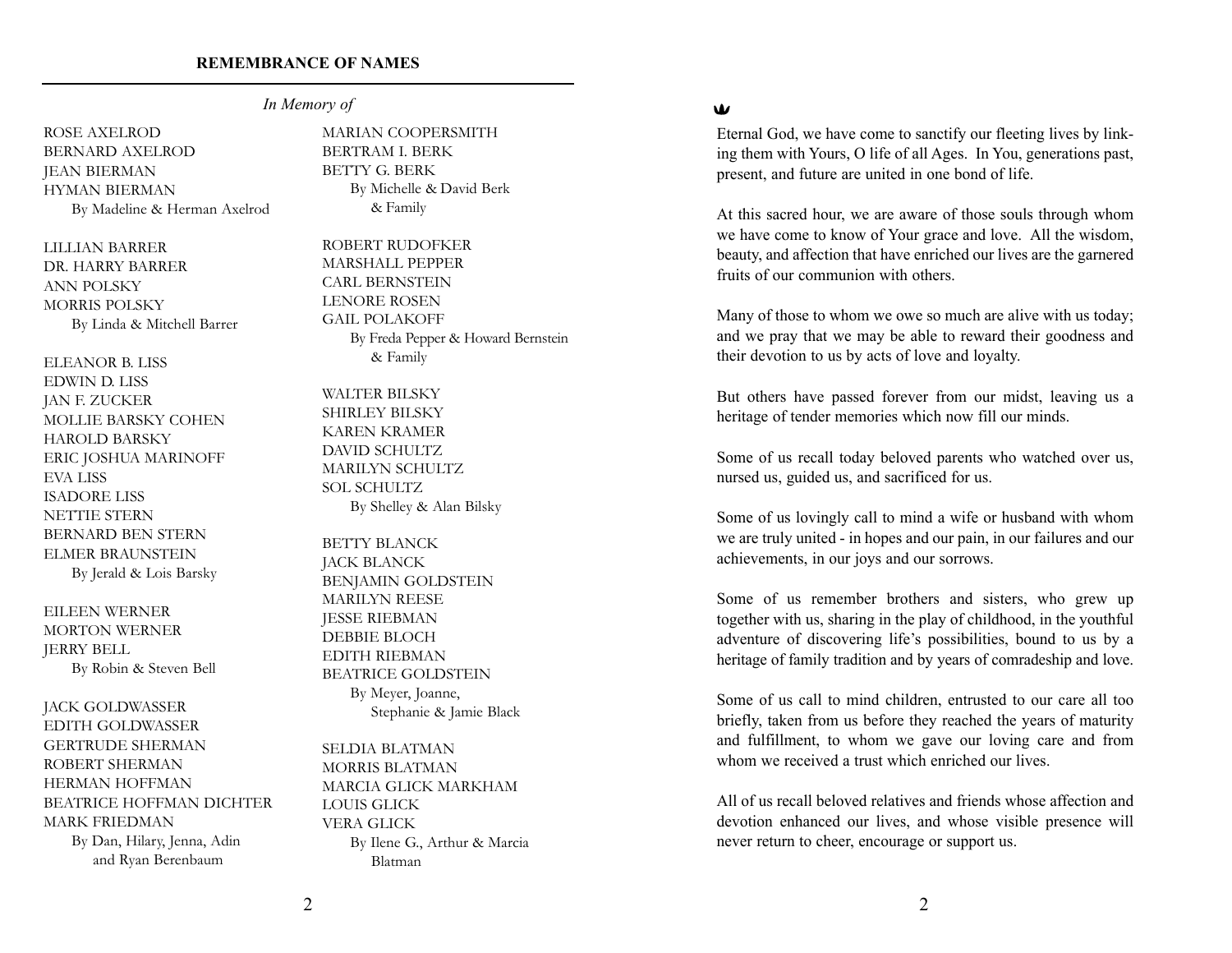## REMEMBRANCE OF NAMES

*In Memory of*

ROSE AXELROD
BERNARD AXELROD
JEAN BIERMAN
HYMAN BIERMAN
By Madeline & Herman Axelrod

LILLIAN BARRER
DR. HARRY BARRER
ANN POLSKY
MORRIS POLSKY
By Linda & Mitchell Barrer

ELEANOR B. LISS
EDWIN D. LISS
JAN F. ZUCKER
MOLLIE BARSKY COHEN
HAROLD BARSKY
ERIC JOSHUA MARINOFF
EVA LISS
ISADORE LISS
NETTIE STERN
BERNARD BEN STERN
ELMER BRAUNSTEIN
By Jerald & Lois Barsky

EILEEN WERNER
MORTON WERNER
JERRY BELL
By Robin & Steven Bell

JACK GOLDWASSER
EDITH GOLDWASSER
GERTRUDE SHERMAN
ROBERT SHERMAN
HERMAN HOFFMAN
BEATRICE HOFFMAN DICHTER
MARK FRIEDMAN
By Dan, Hilary, Jenna, Adin and Ryan Berenbaum

MARIAN COOPERSMITH
BERTRAM I. BERK
BETTY G. BERK
By Michelle & David Berk & Family

ROBERT RUDOFKER
MARSHALL PEPPER
CARL BERNSTEIN
LENORE ROSEN
GAIL POLAKOFF
By Freda Pepper & Howard Bernstein & Family

WALTER BILSKY
SHIRLEY BILSKY
KAREN KRAMER
DAVID SCHULTZ
MARILYN SCHULTZ
SOL SCHULTZ
By Shelley & Alan Bilsky

BETTY BLANCK
JACK BLANCK
BENJAMIN GOLDSTEIN
MARILYN REESE
JESSE RIEBMAN
DEBBIE BLOCH
EDITH RIEBMAN
BEATRICE GOLDSTEIN
By Meyer, Joanne, Stephanie & Jamie Black

SELDIA BLATMAN
MORRIS BLATMAN
MARCIA GLICK MARKHAM
LOUIS GLICK
VERA GLICK
By Ilene G., Arthur & Marcia Blatman

---

Eternal God, we have come to sanctify our fleeting lives by linking them with Yours, O life of all Ages. In You, generations past, present, and future are united in one bond of life.

At this sacred hour, we are aware of those souls through whom we have come to know of Your grace and love. All the wisdom, beauty, and affection that have enriched our lives are the garnered fruits of our communion with others.

Many of those to whom we owe so much are alive with us today; and we pray that we may be able to reward their goodness and their devotion to us by acts of love and loyalty.

But others have passed forever from our midst, leaving us a heritage of tender memories which now fill our minds.

Some of us recall today beloved parents who watched over us, nursed us, guided us, and sacrificed for us.

Some of us lovingly call to mind a wife or husband with whom we are truly united - in hopes and our pain, in our failures and our achievements, in our joys and our sorrows.

Some of us remember brothers and sisters, who grew up together with us, sharing in the play of childhood, in the youthful adventure of discovering life's possibilities, bound to us by a heritage of family tradition and by years of comradeship and love.

Some of us call to mind children, entrusted to our care all too briefly, taken from us before they reached the years of maturity and fulfillment, to whom we gave our loving care and from whom we received a trust which enriched our lives.

All of us recall beloved relatives and friends whose affection and devotion enhanced our lives, and whose visible presence will never return to cheer, encourage or support us.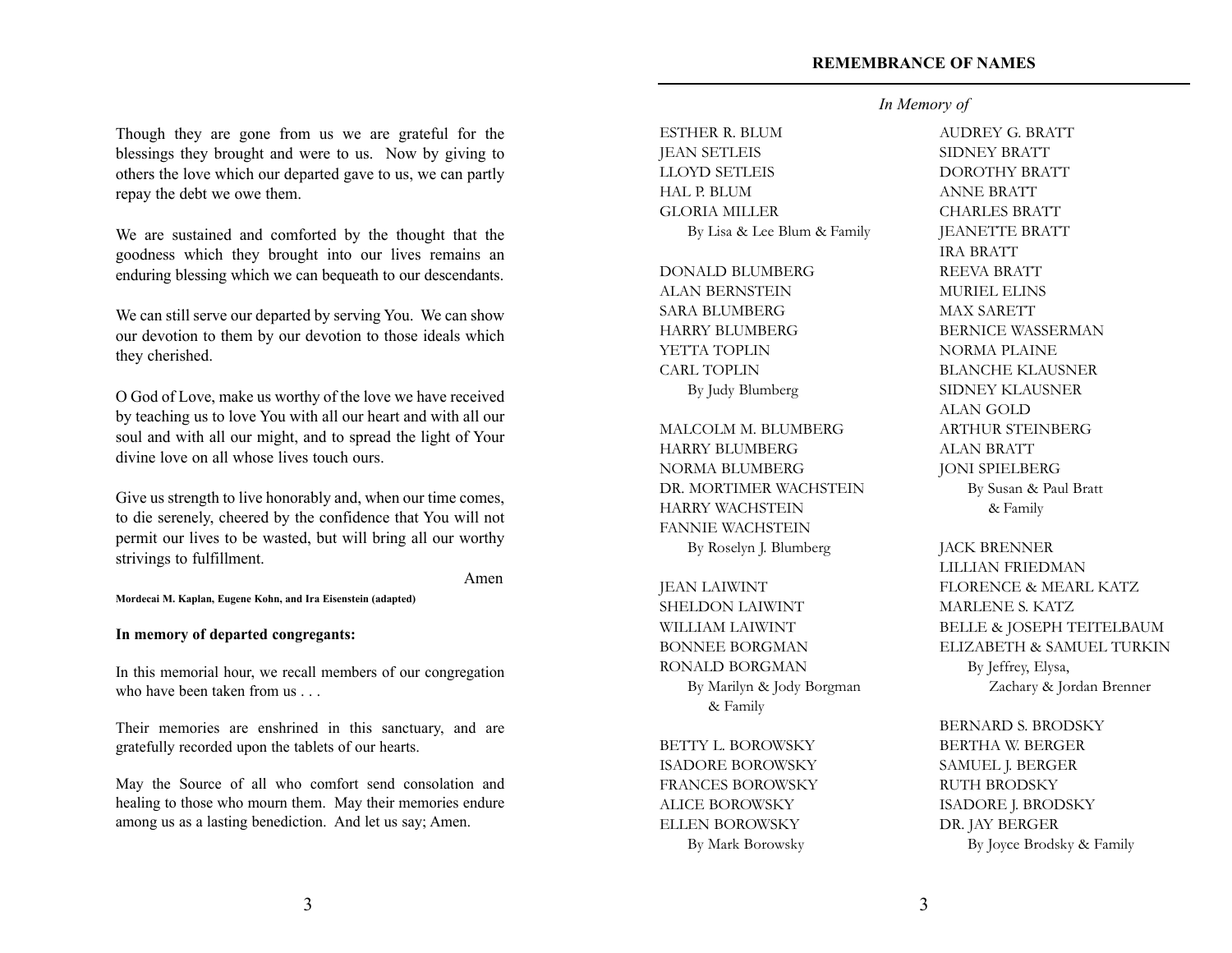Though they are gone from us we are grateful for the blessings they brought and were to us. Now by giving to others the love which our departed gave to us, we can partly repay the debt we owe them.

We are sustained and comforted by the thought that the goodness which they brought into our lives remains an enduring blessing which we can bequeath to our descendants.

We can still serve our departed by serving You. We can show our devotion to them by our devotion to those ideals which they cherished.

O God of Love, make us worthy of the love we have received by teaching us to love You with all our heart and with all our soul and with all our might, and to spread the light of Your divine love on all whose lives touch ours.

Give us strength to live honorably and, when our time comes, to die serenely, cheered by the confidence that You will not permit our lives to be wasted, but will bring all our worthy strivings to fulfillment.

Amen

**Mordecai M. Kaplan, Eugene Kohn, and Ira Eisenstein (adapted)**

**In memory of departed congregants:**

In this memorial hour, we recall members of our congregation who have been taken from us . . .

Their memories are enshrined in this sanctuary, and are gratefully recorded upon the tablets of our hearts.

May the Source of all who comfort send consolation and healing to those who mourn them. May their memories endure among us as a lasting benediction. And let us say; Amen.

## REMEMBRANCE OF NAMES

*In Memory of*

ESTHER R. BLUM
JEAN SETLEIS
LLOYD SETLEIS
HAL P. BLUM
GLORIA MILLER
By Lisa & Lee Blum & Family

DONALD BLUMBERG
ALAN BERNSTEIN
SARA BLUMBERG
HARRY BLUMBERG
YETTA TOPLIN
CARL TOPLIN
By Judy Blumberg

MALCOLM M. BLUMBERG
HARRY BLUMBERG
NORMA BLUMBERG
DR. MORTIMER WACHSTEIN
HARRY WACHSTEIN
FANNIE WACHSTEIN
By Roselyn J. Blumberg

JEAN LAIWINT
SHELDON LAIWINT
WILLIAM LAIWINT
BONNEE BORGMAN
RONALD BORGMAN
By Marilyn & Jody Borgman & Family

BETTY L. BOROWSKY
ISADORE BOROWSKY
FRANCES BOROWSKY
ALICE BOROWSKY
ELLEN BOROWSKY
By Mark Borowsky

AUDREY G. BRATT
SIDNEY BRATT
DOROTHY BRATT
ANNE BRATT
CHARLES BRATT
JEANETTE BRATT
IRA BRATT
REEVA BRATT
MURIEL ELINS
MAX SARETT
BERNICE WASSERMAN
NORMA PLAINE
BLANCHE KLAUSNER
SIDNEY KLAUSNER
ALAN GOLD
ARTHUR STEINBERG
ALAN BRATT
JONI SPIELBERG
By Susan & Paul Bratt & Family

JACK BRENNER
LILLIAN FRIEDMAN
FLORENCE & MEARL KATZ
MARLENE S. KATZ
BELLE & JOSEPH TEITELBAUM
ELIZABETH & SAMUEL TURKIN
By Jeffrey, Elysa, Zachary & Jordan Brenner

BERNARD S. BRODSKY
BERTHA W. BERGER
SAMUEL J. BERGER
RUTH BRODSKY
ISADORE J. BRODSKY
DR. JAY BERGER
By Joyce Brodsky & Family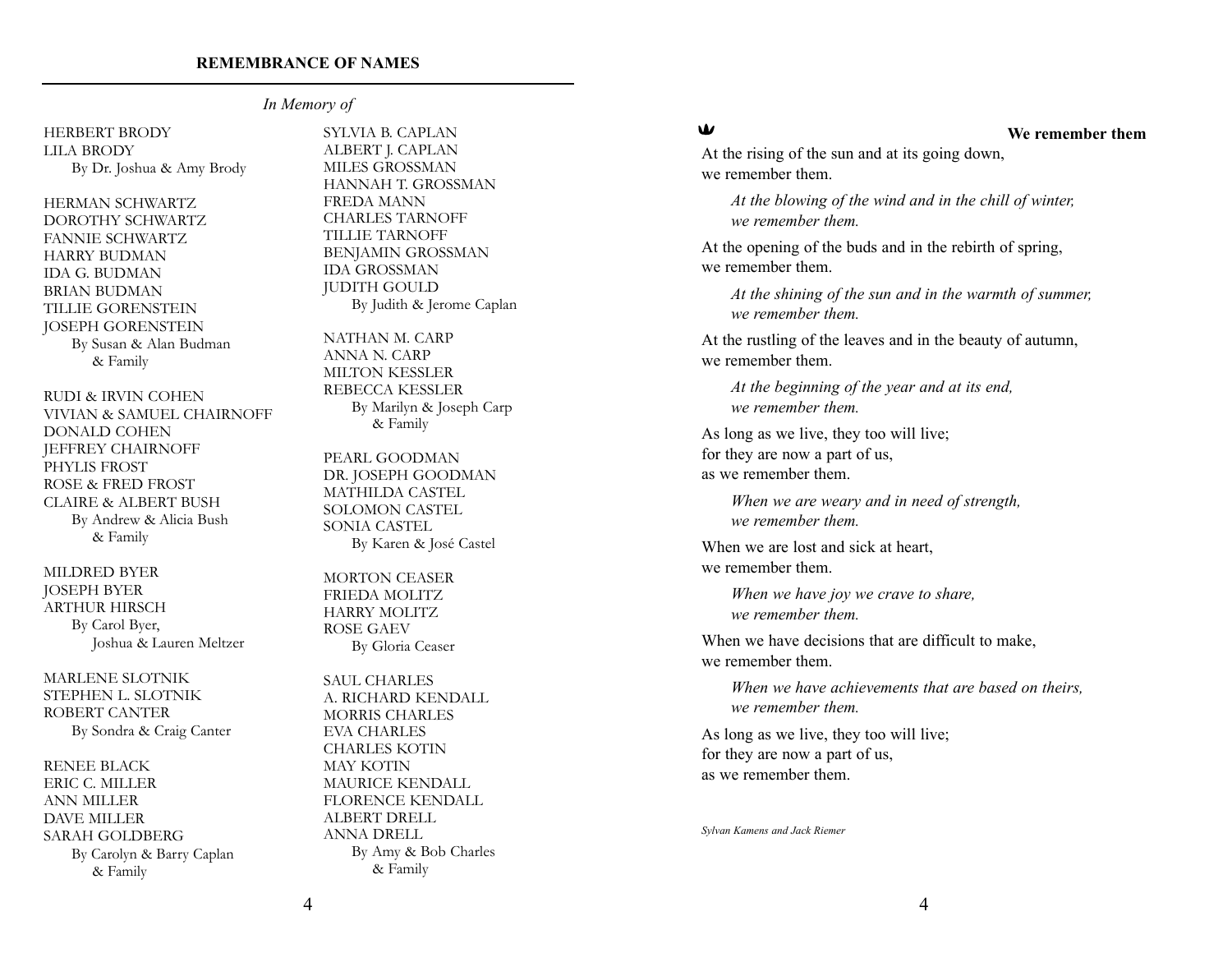## REMEMBRANCE OF NAMES

*In Memory of*

HERBERT BRODY
LILA BRODY
By Dr. Joshua & Amy Brody

HERMAN SCHWARTZ
DOROTHY SCHWARTZ
FANNIE SCHWARTZ
HARRY BUDMAN
IDA G. BUDMAN
BRIAN BUDMAN
TILLIE GORENSTEIN
JOSEPH GORENSTEIN
By Susan & Alan Budman & Family

RUDI & IRVIN COHEN
VIVIAN & SAMUEL CHAIRNOFF
DONALD COHEN
JEFFREY CHAIRNOFF
PHYLIS FROST
ROSE & FRED FROST
CLAIRE & ALBERT BUSH
By Andrew & Alicia Bush & Family

MILDRED BYER
JOSEPH BYER
ARTHUR HIRSCH
By Carol Byer, Joshua & Lauren Meltzer

MARLENE SLOTNIK
STEPHEN L. SLOTNIK
ROBERT CANTER
By Sondra & Craig Canter

RENEE BLACK
ERIC C. MILLER
ANN MILLER
DAVE MILLER
SARAH GOLDBERG
By Carolyn & Barry Caplan & Family

SYLVIA B. CAPLAN
ALBERT J. CAPLAN
MILES GROSSMAN
HANNAH T. GROSSMAN
FREDA MANN
CHARLES TARNOFF
TILLIE TARNOFF
BENJAMIN GROSSMAN
IDA GROSSMAN
JUDITH GOULD
By Judith & Jerome Caplan

NATHAN M. CARP
ANNA N. CARP
MILTON KESSLER
REBECCA KESSLER
By Marilyn & Joseph Carp & Family

PEARL GOODMAN
DR. JOSEPH GOODMAN
MATHILDA CASTEL
SOLOMON CASTEL
SONIA CASTEL
By Karen & José Castel

MORTON CEASER
FRIEDA MOLITZ
HARRY MOLITZ
ROSE GAEV
By Gloria Ceaser

SAUL CHARLES
A. RICHARD KENDALL
MORRIS CHARLES
EVA CHARLES
CHARLES KOTIN
MAY KOTIN
MAURICE KENDALL
FLORENCE KENDALL
ALBERT DRELL
ANNA DRELL
By Amy & Bob Charles & Family

### We remember them

At the rising of the sun and at its going down,
we remember them.

*At the blowing of the wind and in the chill of winter,*
*we remember them.*

At the opening of the buds and in the rebirth of spring,
we remember them.

*At the shining of the sun and in the warmth of summer,*
*we remember them.*

At the rustling of the leaves and in the beauty of autumn,
we remember them.

*At the beginning of the year and at its end,*
*we remember them.*

As long as we live, they too will live;
for they are now a part of us,
as we remember them.

*When we are weary and in need of strength,*
*we remember them.*

When we are lost and sick at heart,
we remember them.

*When we have joy we crave to share,*
*we remember them.*

When we have decisions that are difficult to make,
we remember them.

*When we have achievements that are based on theirs,*
*we remember them.*

As long as we live, they too will live;
for they are now a part of us,
as we remember them.

*Sylvan Kamens and Jack Riemer*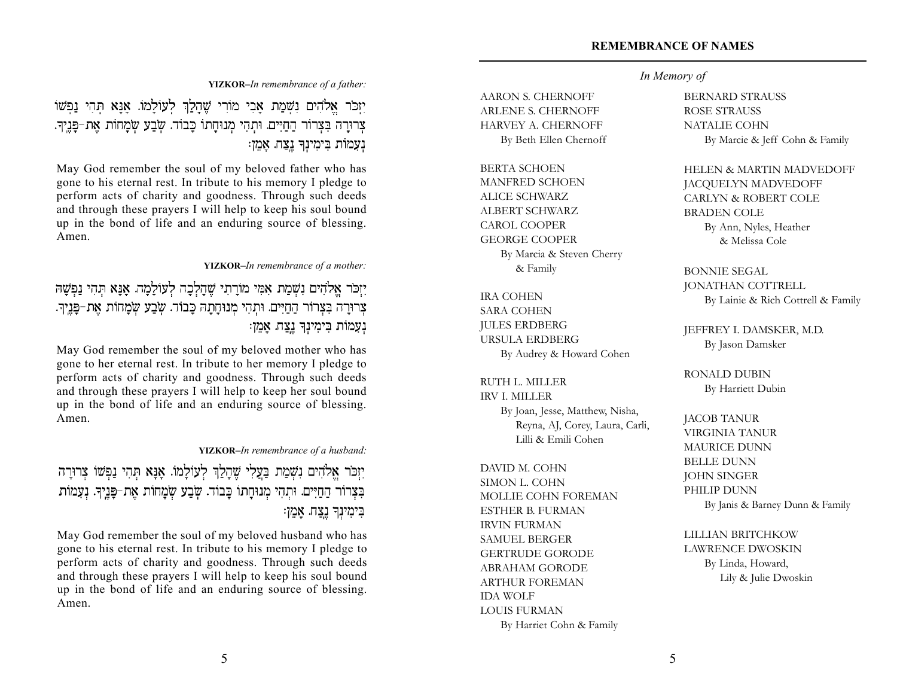**YIZKOR**–*In remembrance of a father:*

יִזְכֹּר אֱלֹהִים נִשְׁמַת אָבִי מוֹרִי שֶׁהָלַךְ לְעוֹלָמוֹ. אָנָּא תְּהִי נַפְשׁוֹ צְרוּרָה בִּצְרוֹר הַחַיִּים. וּתְהִי מְנוּחָתוֹ כָּבוֹד. שֹׂבַע שְׂמָחוֹת אֶת־פָּנֶיךָ. נְעִמוֹת בִּימִינְךָ נֶצַח. אָמֵן׃

May God remember the soul of my beloved father who has gone to his eternal rest. In tribute to his memory I pledge to perform acts of charity and goodness. Through such deeds and through these prayers I will help to keep his soul bound up in the bond of life and an enduring source of blessing. Amen.

**YIZKOR**–*In remembrance of a mother:*

יִזְכֹּר אֱלֹהִים נִשְׁמַת אִמִּי מוֹרָתִי שֶׁהָלְכָה לְעוֹלָמָהּ. אָנָּא תְּהִי נַפְשָׁהּ צְרוּרָה בִּצְרוֹר הַחַיִּים. וּתְהִי מְנוּחָתָהּ כָּבוֹד. שֹׂבַע שְׂמָחוֹת אֶת־פָּנֶיךָ. נְעִמוֹת בִּימִינְךָ נֶצַח. אָמֵן׃

May God remember the soul of my beloved mother who has gone to her eternal rest. In tribute to her memory I pledge to perform acts of charity and goodness. Through such deeds and through these prayers I will help to keep her soul bound up in the bond of life and an enduring source of blessing. Amen.

**YIZKOR**–*In remembrance of a husband:*

יִזְכֹּר אֱלֹהִים נִשְׁמַת בַּעֲלִי שֶׁהָלַךְ לְעוֹלָמוֹ. אָנָּא תְּהִי נַפְשׁוֹ צְרוּרָה בִּצְרוֹר הַחַיִּים. וּתְהִי מְנוּחָתוֹ כָּבוֹד. שֹׂבַע שְׂמָחוֹת אֶת־פָּנֶיךָ. נְעִמוֹת בִּימִינְךָ נֶצַח. אָמֵן׃

May God remember the soul of my beloved husband who has gone to his eternal rest. In tribute to his memory I pledge to perform acts of charity and goodness. Through such deeds and through these prayers I will help to keep his soul bound up in the bond of life and an enduring source of blessing. Amen.

## REMEMBRANCE OF NAMES

*In Memory of*

AARON S. CHERNOFF
ARLENE S. CHERNOFF
HARVEY A. CHERNOFF
By Beth Ellen Chernoff

BERTA SCHOEN
MANFRED SCHOEN
ALICE SCHWARZ
ALBERT SCHWARZ
CAROL COOPER
GEORGE COOPER
By Marcia & Steven Cherry & Family

IRA COHEN
SARA COHEN
JULES ERDBERG
URSULA ERDBERG
By Audrey & Howard Cohen

RUTH L. MILLER
IRV I. MILLER
By Joan, Jesse, Matthew, Nisha, Reyna, AJ, Corey, Laura, Carli, Lilli & Emili Cohen

DAVID M. COHN
SIMON L. COHN
MOLLIE COHN FOREMAN
ESTHER B. FURMAN
IRVIN FURMAN
SAMUEL BERGER
GERTRUDE GORODE
ABRAHAM GORODE
ARTHUR FOREMAN
IDA WOLF
LOUIS FURMAN
By Harriet Cohn & Family

BERNARD STRAUSS
ROSE STRAUSS
NATALIE COHN
By Marcie & Jeff Cohn & Family

HELEN & MARTIN MADVEDOFF
JACQUELYN MADVEDOFF
CARLYN & ROBERT COLE
BRADEN COLE
By Ann, Nyles, Heather & Melissa Cole

BONNIE SEGAL
JONATHAN COTTRELL
By Lainie & Rich Cottrell & Family

JEFFREY I. DAMSKER, M.D.
By Jason Damsker

RONALD DUBIN
By Harriett Dubin

JACOB TANUR
VIRGINIA TANUR
MAURICE DUNN
BELLE DUNN
JOHN SINGER
PHILIP DUNN
By Janis & Barney Dunn & Family

LILLIAN BRITCHKOW
LAWRENCE DWOSKIN
By Linda, Howard, Lily & Julie Dwoskin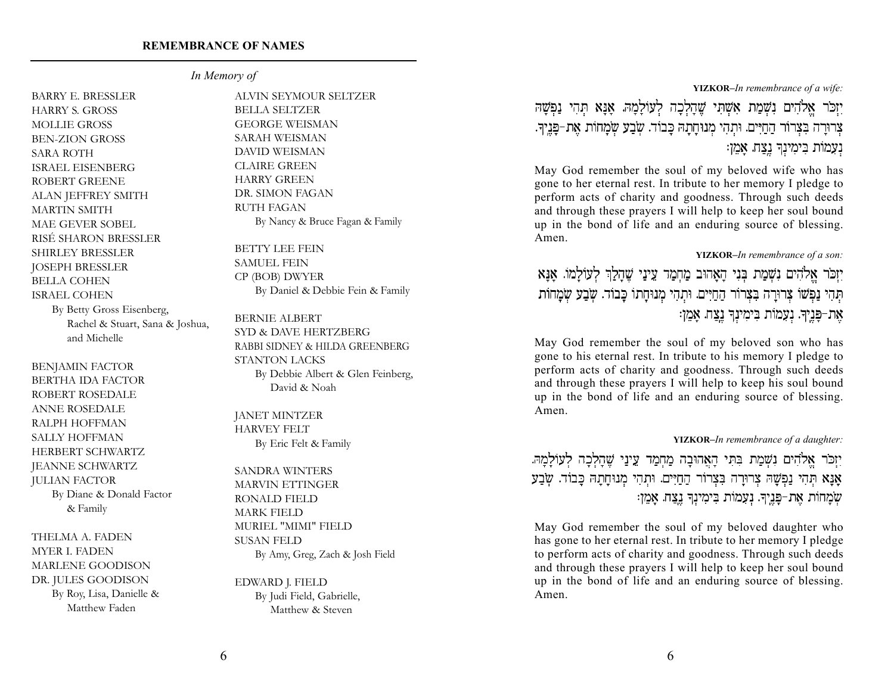**REMEMBRANCE OF NAMES**

*In Memory of*

BARRY E. BRESSLER
HARRY S. GROSS
MOLLIE GROSS
BEN-ZION GROSS
SARA ROTH
ISRAEL EISENBERG
ROBERT GREENE
ALAN JEFFREY SMITH
MARTIN SMITH
MAE GEVER SOBEL
RISÉ SHARON BRESSLER
SHIRLEY BRESSLER
JOSEPH BRESSLER
BELLA COHEN
ISRAEL COHEN
By Betty Gross Eisenberg, Rachel & Stuart, Sana & Joshua, and Michelle

BENJAMIN FACTOR
BERTHA IDA FACTOR
ROBERT ROSEDALE
ANNE ROSEDALE
RALPH HOFFMAN
SALLY HOFFMAN
HERBERT SCHWARTZ
JEANNE SCHWARTZ
JULIAN FACTOR
By Diane & Donald Factor & Family

THELMA A. FADEN
MYER I. FADEN
MARLENE GOODISON
DR. JULES GOODISON
By Roy, Lisa, Danielle & Matthew Faden

ALVIN SEYMOUR SELTZER
BELLA SELTZER
GEORGE WEISMAN
SARAH WEISMAN
DAVID WEISMAN
CLAIRE GREEN
HARRY GREEN
DR. SIMON FAGAN
RUTH FAGAN
By Nancy & Bruce Fagan & Family

BETTY LEE FEIN
SAMUEL FEIN
CP (BOB) DWYER
By Daniel & Debbie Fein & Family

BERNIE ALBERT
SYD & DAVE HERTZBERG
RABBI SIDNEY & HILDA GREENBERG
STANTON LACKS
By Debbie Albert & Glen Feinberg, David & Noah

JANET MINTZER
HARVEY FELT
By Eric Felt & Family

SANDRA WINTERS
MARVIN ETTINGER
RONALD FIELD
MARK FIELD
MURIEL "MIMI" FIELD
SUSAN FELD
By Amy, Greg, Zach & Josh Field

EDWARD J. FIELD
By Judi Field, Gabrielle, Matthew & Steven

**YIZKOR**–*In remembrance of a wife:*

יִזְכֹּר אֱלֹהִים נִשְׁמַת אִשְׁתִּי שֶׁהָלְכָה לְעוֹלָמָהּ. אָנָּא תְּהִי נַפְשָׁהּ צְרוּרָה בִּצְרוֹר הַחַיִּים. וּתְהִי מְנוּחָתָהּ כָּבוֹד. שֹׂבַע שְׂמָחוֹת אֶת־פָּנֶיךָ. נְעִמוֹת בִּימִינְךָ נֶצַח. אָמֵן:

May God remember the soul of my beloved wife who has gone to her eternal rest. In tribute to her memory I pledge to perform acts of charity and goodness. Through such deeds and through these prayers I will help to keep her soul bound up in the bond of life and an enduring source of blessing. Amen.

**YIZKOR**–*In remembrance of a son:*

יִזְכֹּר אֱלֹהִים נִשְׁמַת בְּנִי הָאָהוּב מַחְמַד עֵינַי שֶׁהָלַךְ לְעוֹלָמוֹ. אָנָּא תְּהִי נַפְשׁוֹ צְרוּרָה בִּצְרוֹר הַחַיִּים. וּתְהִי מְנוּחָתוֹ כָּבוֹד. שֹׂבַע שְׂמָחוֹת אֶת־פָּנֶיךָ. נְעִמוֹת בִּימִינְךָ נֶצַח. אָמֵן:

May God remember the soul of my beloved son who has gone to his eternal rest. In tribute to his memory I pledge to perform acts of charity and goodness. Through such deeds and through these prayers I will help to keep his soul bound up in the bond of life and an enduring source of blessing. Amen.

**YIZKOR**–*In remembrance of a daughter:*

יִזְכֹּר אֱלֹהִים נִשְׁמַת בִּתִּי הָאֲהוּבָה מַחְמַד עֵינַי שֶׁהָלְכָה לְעוֹלָמָהּ. אָנָּא תְּהִי נַפְשָׁהּ צְרוּרָה בִּצְרוֹר הַחַיִּים. וּתְהִי מְנוּחָתָהּ כָּבוֹד. שֹׂבַע שְׂמָחוֹת אֶת־פָּנֶיךָ. נְעִמוֹת בִּימִינְךָ נֶצַח. אָמֵן:

May God remember the soul of my beloved daughter who has gone to her eternal rest. In tribute to her memory I pledge to perform acts of charity and goodness. Through such deeds and through these prayers I will help to keep her soul bound up in the bond of life and an enduring source of blessing. Amen.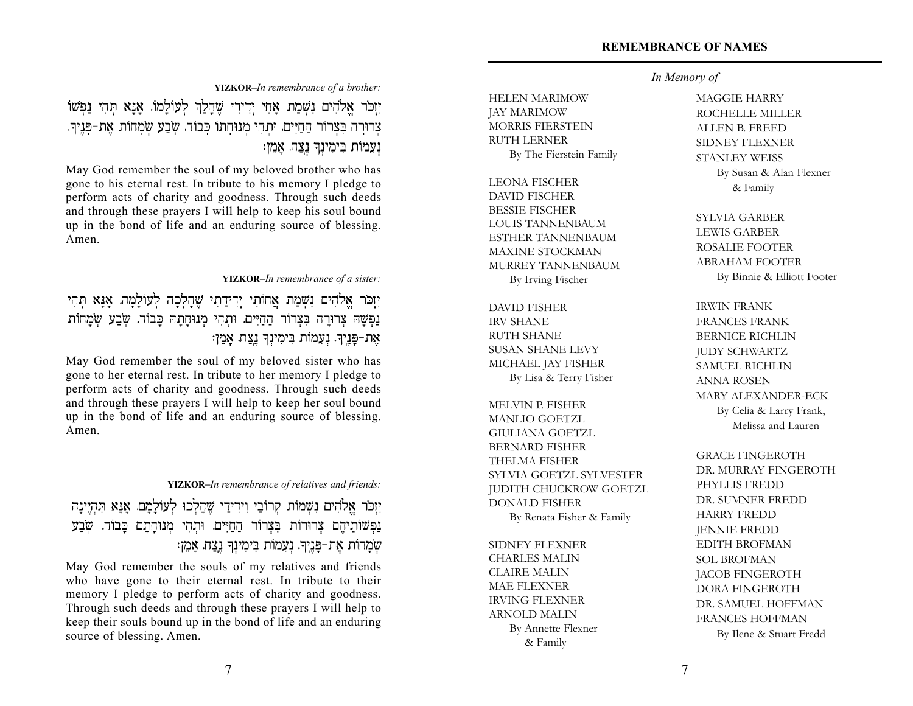**YIZKOR**–*In remembrance of a brother:*

יִזְכֹּר אֱלֹהִים נִשְׁמַת אָחִי יְדִידִי שֶׁהָלַךְ לְעוֹלָמוֹ. אָנָּא תְּהִי נַפְשׁוֹ צְרוּרָה בִּצְרוֹר הַחַיִּים. וּתְהִי מְנוּחָתוֹ כָּבוֹד. שֹׂבַע שְׂמָחוֹת אֶת־פָּנֶיךָ. נְעִמוֹת בִּימִינְךָ נֶצַח. אָמֵן:

May God remember the soul of my beloved brother who has gone to his eternal rest. In tribute to his memory I pledge to perform acts of charity and goodness. Through such deeds and through these prayers I will help to keep his soul bound up in the bond of life and an enduring source of blessing. Amen.

**YIZKOR**–*In remembrance of a sister:*

יִזְכֹּר אֱלֹהִים נִשְׁמַת אֲחוֹתִי יְדִידָתִי שֶׁהָלְכָה לְעוֹלָמָהּ. אָנָּא תְּהִי נַפְשָׁהּ צְרוּרָה בִּצְרוֹר הַחַיִּים. וּתְהִי מְנוּחָתָהּ כָּבוֹד. שֹׂבַע שְׂמָחוֹת אֶת־פָּנֶיךָ. נְעִמוֹת בִּימִינְךָ נֶצַח. אָמֵן:

May God remember the soul of my beloved sister who has gone to her eternal rest. In tribute to her memory I pledge to perform acts of charity and goodness. Through such deeds and through these prayers I will help to keep her soul bound up in the bond of life and an enduring source of blessing. Amen.

**YIZKOR**–*In remembrance of relatives and friends:*

יִזְכֹּר אֱלֹהִים נִשְׁמוֹת קְרוֹבַי וִידִידַי שֶׁהָלְכוּ לְעוֹלָמָם. אָנָּא תִּהְיֶינָה נַפְשׁוֹתֵיהֶם צְרוּרוֹת בִּצְרוֹר הַחַיִּים. וּתְהִי מְנוּחָתָם כָּבוֹד. שֹׂבַע שְׂמָחוֹת אֶת־פָּנֶיךָ. נְעִמוֹת בִּימִינְךָ נֶצַח. אָמֵן:

May God remember the souls of my relatives and friends who have gone to their eternal rest. In tribute to their memory I pledge to perform acts of charity and goodness. Through such deeds and through these prayers I will help to keep their souls bound up in the bond of life and an enduring source of blessing. Amen.

## REMEMBRANCE OF NAMES

*In Memory of*

HELEN MARIMOW
JAY MARIMOW
MORRIS FIERSTEIN
RUTH LERNER
By The Fierstein Family

LEONA FISCHER
DAVID FISCHER
BESSIE FISCHER
LOUIS TANNENBAUM
ESTHER TANNENBAUM
MAXINE STOCKMAN
MURREY TANNENBAUM
By Irving Fischer

DAVID FISHER
IRV SHANE
RUTH SHANE
SUSAN SHANE LEVY
MICHAEL JAY FISHER
By Lisa & Terry Fisher

MELVIN P. FISHER
MANLIO GOETZL
GIULIANA GOETZL
BERNARD FISHER
THELMA FISHER
SYLVIA GOETZL SYLVESTER
JUDITH CHUCKROW GOETZL
DONALD FISHER
By Renata Fisher & Family

SIDNEY FLEXNER
CHARLES MALIN
CLAIRE MALIN
MAE FLEXNER
IRVING FLEXNER
ARNOLD MALIN
By Annette Flexner & Family

MAGGIE HARRY
ROCHELLE MILLER
ALLEN B. FREED
SIDNEY FLEXNER
STANLEY WEISS
By Susan & Alan Flexner & Family

SYLVIA GARBER
LEWIS GARBER
ROSALIE FOOTER
ABRAHAM FOOTER
By Binnie & Elliott Footer

IRWIN FRANK
FRANCES FRANK
BERNICE RICHLIN
JUDY SCHWARTZ
SAMUEL RICHLIN
ANNA ROSEN
MARY ALEXANDER-ECK
By Celia & Larry Frank, Melissa and Lauren

GRACE FINGEROTH
DR. MURRAY FINGEROTH
PHYLLIS FREDD
DR. SUMNER FREDD
HARRY FREDD
JENNIE FREDD
EDITH BROFMAN
SOL BROFMAN
JACOB FINGEROTH
DORA FINGEROTH
DR. SAMUEL HOFFMAN
FRANCES HOFFMAN
By Ilene & Stuart Fredd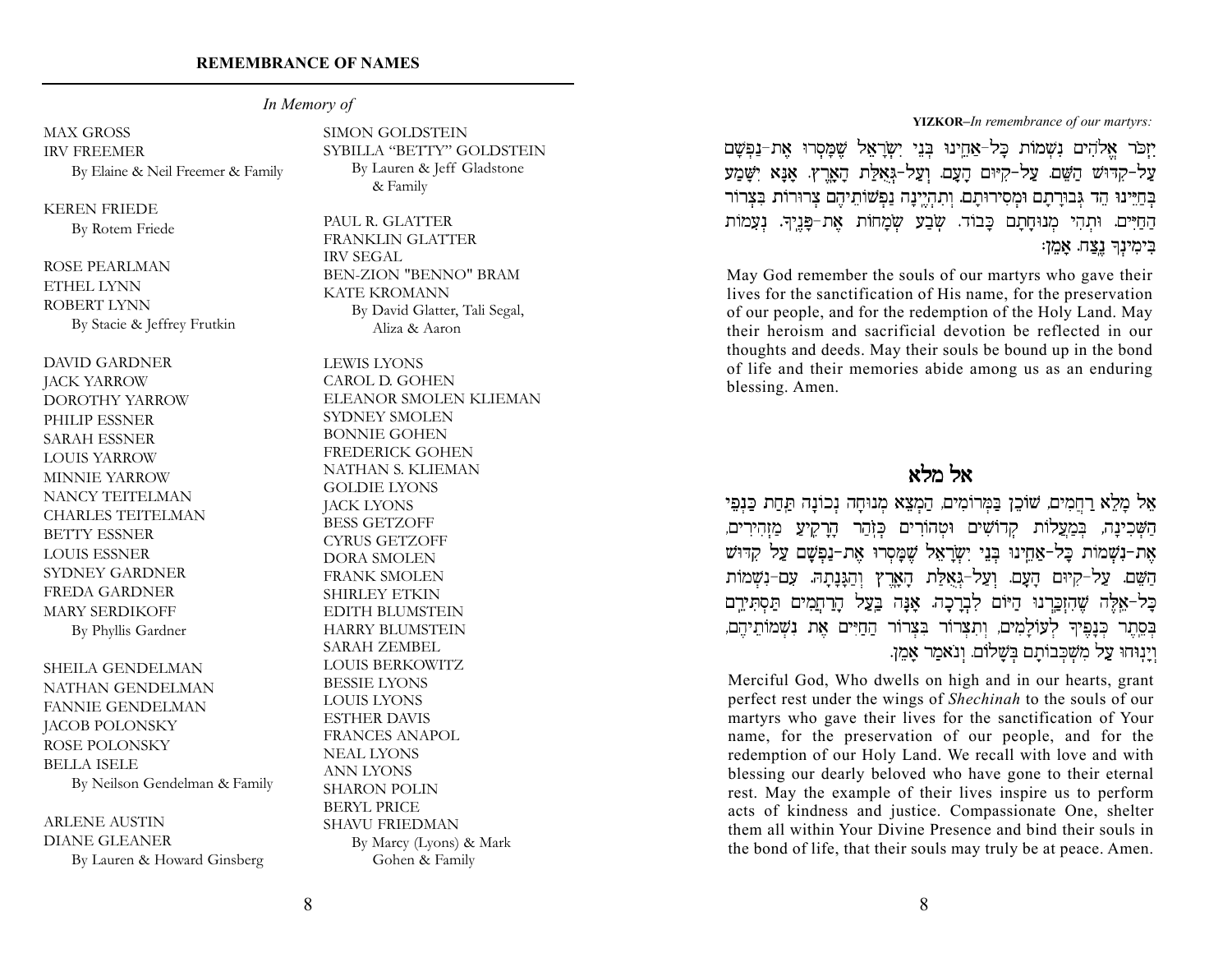## REMEMBRANCE OF NAMES

*In Memory of*

MAX GROSS
IRV FREEMER
By Elaine & Neil Freemer & Family

KEREN FRIEDE
By Rotem Friede

ROSE PEARLMAN
ETHEL LYNN
ROBERT LYNN
By Stacie & Jeffrey Frutkin

DAVID GARDNER
JACK YARROW
DOROTHY YARROW
PHILIP ESSNER
SARAH ESSNER
LOUIS YARROW
MINNIE YARROW
NANCY TEITELMAN
CHARLES TEITELMAN
BETTY ESSNER
LOUIS ESSNER
SYDNEY GARDNER
FREDA GARDNER
MARY SERDIKOFF
By Phyllis Gardner

SHEILA GENDELMAN
NATHAN GENDELMAN
FANNIE GENDELMAN
JACOB POLONSKY
ROSE POLONSKY
BELLA ISELE
By Neilson Gendelman & Family

ARLENE AUSTIN
DIANE GLEANER
By Lauren & Howard Ginsberg

SIMON GOLDSTEIN
SYBILLA "BETTY" GOLDSTEIN
By Lauren & Jeff Gladstone & Family

PAUL R. GLATTER
FRANKLIN GLATTER
IRV SEGAL
BEN-ZION "BENNO" BRAM
KATE KROMANN
By David Glatter, Tali Segal, Aliza & Aaron

LEWIS LYONS
CAROL D. GOHEN
ELEANOR SMOLEN KLIEMAN
SYDNEY SMOLEN
BONNIE GOHEN
FREDERICK GOHEN
NATHAN S. KLIEMAN
GOLDIE LYONS
JACK LYONS
BESS GETZOFF
CYRUS GETZOFF
DORA SMOLEN
FRANK SMOLEN
SHIRLEY ETKIN
EDITH BLUMSTEIN
HARRY BLUMSTEIN
SARAH ZEMBEL
LOUIS BERKOWITZ
BESSIE LYONS
LOUIS LYONS
ESTHER DAVIS
FRANCES ANAPOL
NEAL LYONS
ANN LYONS
SHARON POLIN
BERYL PRICE
SHAVU FRIEDMAN
By Marcy (Lyons) & Mark Gohen & Family

**YIZKOR**–*In remembrance of our martyrs:*

יִזְכֹּר אֱלֹהִים נִשְׁמוֹת כָּל-אַחֵינוּ בְּנֵי יִשְׂרָאֵל שֶׁמָּסְרוּ אֶת-נַפְשָׁם עַל-קִדּוּשׁ הַשֵּׁם. עַל-קִיּוּם הָעָם. וְעַל-גְּאֻלַּת הָאָרֶץ. אָנָּא יִשָּׁמַע בְּחַיֵּינוּ הֵד גְּבוּרָתָם וּמְסִירוּתָם. וְתִהְיֶינָה נַפְשׁוֹתֵיהֶם צְרוּרוֹת בִּצְרוֹר הַחַיִּים. וּתְהִי מְנוּחָתָם כָּבוֹד. שֹׂבַע שְׂמָחוֹת אֶת-פָּנֶיךָ. נְעִמוֹת בִּימִינְךָ נֶצַח. אָמֵן:

May God remember the souls of our martyrs who gave their lives for the sanctification of His name, for the preservation of our people, and for the redemption of the Holy Land. May their heroism and sacrificial devotion be reflected in our thoughts and deeds. May their souls be bound up in the bond of life and their memories abide among us as an enduring blessing. Amen.

## אל מלא

אֵל מָלֵא רַחֲמִים, שׁוֹכֵן בַּמְּרוֹמִים, הַמְצֵא מְנוּחָה נְכוֹנָה תַּחַת כַּנְפֵי הַשְּׁכִינָה, בְּמַעֲלוֹת קְדוֹשִׁים וּטְהוֹרִים כְּזֹהַר הָרָקִיעַ מַזְהִירִים, אֶת-נִשְׁמוֹת כָּל-אַחֵינוּ בְּנֵי יִשְׂרָאֵל שֶׁמָּסְרוּ אֶת-נַפְשָׁם עַל קִדּוּשׁ הַשֵּׁם. עַל-קִיּוּם הָעָם. וְעַל-גְּאֻלַּת הָאָרֶץ וְהַגָּנָתָהּ. עִם-נִשְׁמוֹת כָּל-אֵלֶּה שֶׁהִזְכַּרְנוּ הַיּוֹם לִבְרָכָה. אָנָּה בַּעַל הָרַחֲמִים תַּסְתִּירֵם בְּסֵתֶר כְּנָפֶיךָ לְעוֹלָמִים, וְתִצְרוֹר בִּצְרוֹר הַחַיִּים אֶת נִשְׁמוֹתֵיהֶם, וְיָנוּחוּ עַל מִשְׁכְּבוֹתָם בְּשָׁלוֹם. וְנֹאמַר אָמֵן.

Merciful God, Who dwells on high and in our hearts, grant perfect rest under the wings of *Shechinah* to the souls of our martyrs who gave their lives for the sanctification of Your name, for the preservation of our people, and for the redemption of our Holy Land. We recall with love and with blessing our dearly beloved who have gone to their eternal rest. May the example of their lives inspire us to perform acts of kindness and justice. Compassionate One, shelter them all within Your Divine Presence and bind their souls in the bond of life, that their souls may truly be at peace. Amen.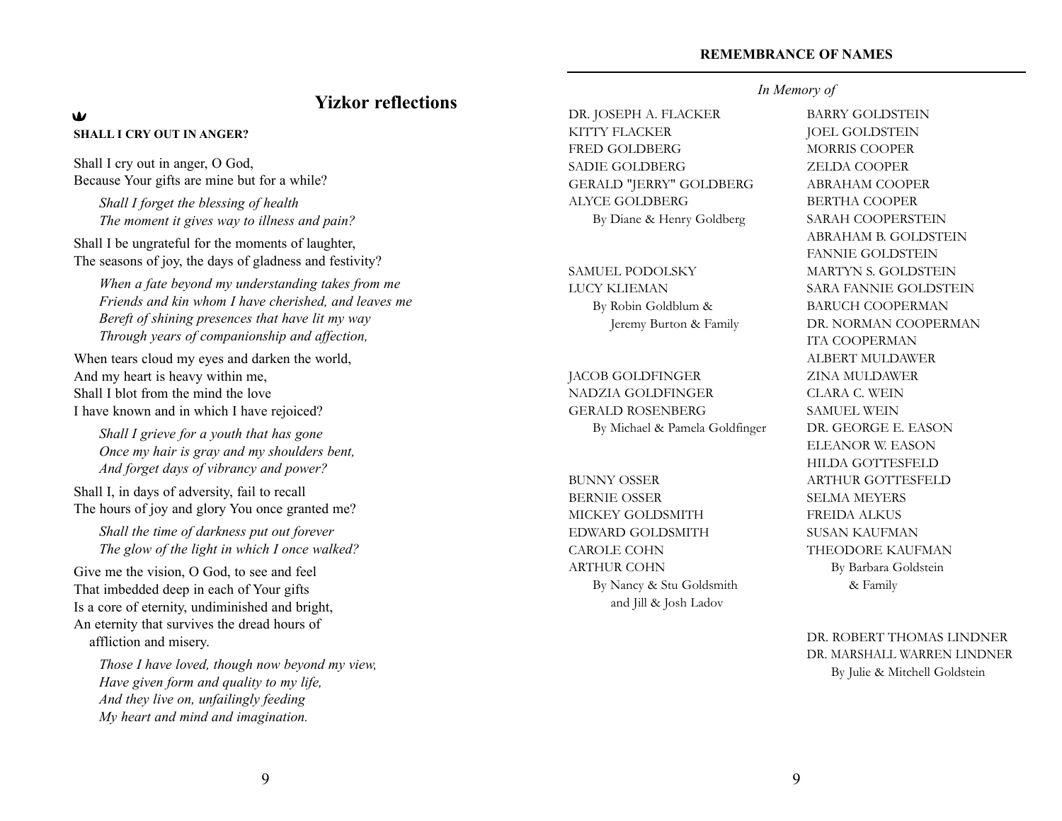# Yizkor reflections

**SHALL I CRY OUT IN ANGER?**

Shall I cry out in anger, O God,
Because Your gifts are mine but for a while?

*Shall I forget the blessing of health*
*The moment it gives way to illness and pain?*

Shall I be ungrateful for the moments of laughter,
The seasons of joy, the days of gladness and festivity?

*When a fate beyond my understanding takes from me*
*Friends and kin whom I have cherished, and leaves me*
*Bereft of shining presences that have lit my way*
*Through years of companionship and affection,*

When tears cloud my eyes and darken the world,
And my heart is heavy within me,
Shall I blot from the mind the love
I have known and in which I have rejoiced?

*Shall I grieve for a youth that has gone*
*Once my hair is gray and my shoulders bent,*
*And forget days of vibrancy and power?*

Shall I, in days of adversity, fail to recall
The hours of joy and glory You once granted me?

*Shall the time of darkness put out forever*
*The glow of the light in which I once walked?*

Give me the vision, O God, to see and feel
That imbedded deep in each of Your gifts
Is a core of eternity, undiminished and bright,
An eternity that survives the dread hours of
affliction and misery.

*Those I have loved, though now beyond my view,*
*Have given form and quality to my life,*
*And they live on, unfailingly feeding*
*My heart and mind and imagination.*

## REMEMBRANCE OF NAMES

*In Memory of*

DR. JOSEPH A. FLACKER
KITTY FLACKER
FRED GOLDBERG
SADIE GOLDBERG
GERALD "JERRY" GOLDBERG
ALYCE GOLDBERG
By Diane & Henry Goldberg

SAMUEL PODOLSKY
LUCY KLIEMAN
By Robin Goldblum & Jeremy Burton & Family

JACOB GOLDFINGER
NADZIA GOLDFINGER
GERALD ROSENBERG
By Michael & Pamela Goldfinger

BUNNY OSSER
BERNIE OSSER
MICKEY GOLDSMITH
EDWARD GOLDSMITH
CAROLE COHN
ARTHUR COHN
By Nancy & Stu Goldsmith and Jill & Josh Ladov

BARRY GOLDSTEIN
JOEL GOLDSTEIN
MORRIS COOPER
ZELDA COOPER
ABRAHAM COOPER
BERTHA COOPER
SARAH COOPERSTEIN
ABRAHAM B. GOLDSTEIN
FANNIE GOLDSTEIN
MARTYN S. GOLDSTEIN
SARA FANNIE GOLDSTEIN
BARUCH COOPERMAN
DR. NORMAN COOPERMAN
ITA COOPERMAN
ALBERT MULDAWER
ZINA MULDAWER
CLARA C. WEIN
SAMUEL WEIN
DR. GEORGE E. EASON
ELEANOR W. EASON
HILDA GOTTESFELD
ARTHUR GOTTESFELD
SELMA MEYERS
FREIDA ALKUS
SUSAN KAUFMAN
THEODORE KAUFMAN
By Barbara Goldstein & Family

DR. ROBERT THOMAS LINDNER
DR. MARSHALL WARREN LINDNER
By Julie & Mitchell Goldstein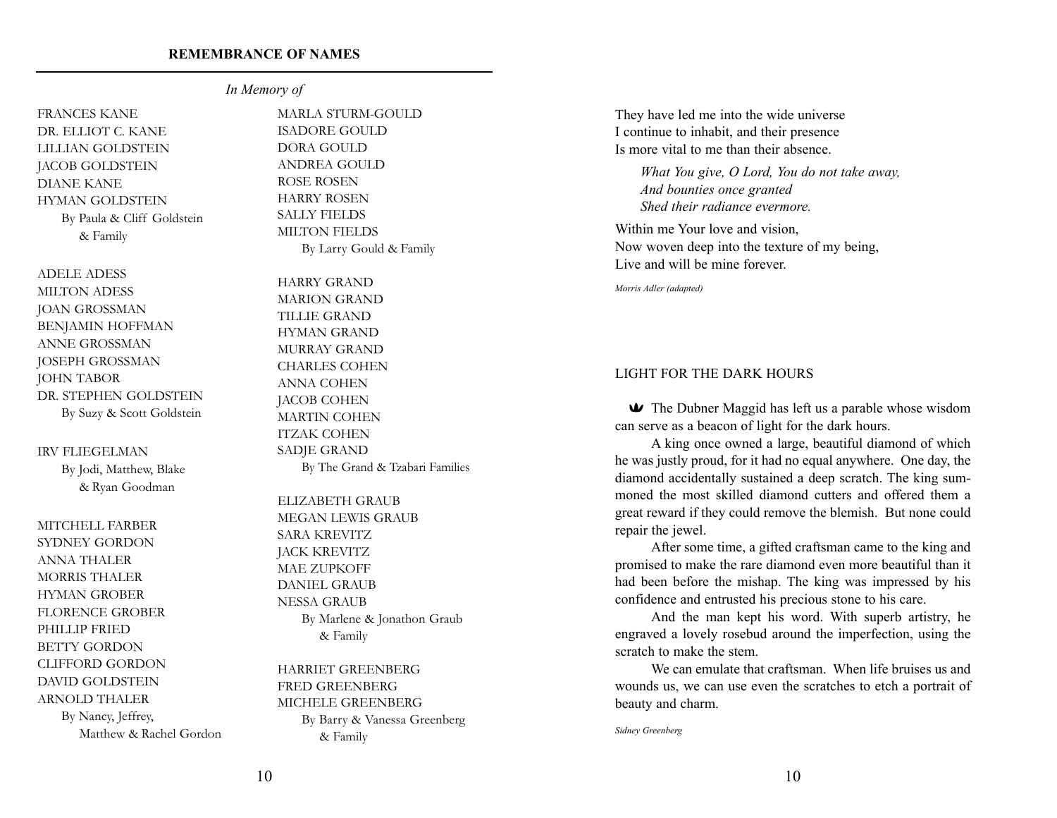## REMEMBRANCE OF NAMES

*In Memory of*

FRANCES KANE
DR. ELLIOT C. KANE
LILLIAN GOLDSTEIN
JACOB GOLDSTEIN
DIANE KANE
HYMAN GOLDSTEIN
By Paula & Cliff Goldstein & Family

ADELE ADESS
MILTON ADESS
JOAN GROSSMAN
BENJAMIN HOFFMAN
ANNE GROSSMAN
JOSEPH GROSSMAN
JOHN TABOR
DR. STEPHEN GOLDSTEIN
By Suzy & Scott Goldstein

IRV FLIEGELMAN
By Jodi, Matthew, Blake & Ryan Goodman

MITCHELL FARBER
SYDNEY GORDON
ANNA THALER
MORRIS THALER
HYMAN GROBER
FLORENCE GROBER
PHILLIP FRIED
BETTY GORDON
CLIFFORD GORDON
DAVID GOLDSTEIN
ARNOLD THALER
By Nancy, Jeffrey, Matthew & Rachel Gordon

MARLA STURM-GOULD
ISADORE GOULD
DORA GOULD
ANDREA GOULD
ROSE ROSEN
HARRY ROSEN
SALLY FIELDS
MILTON FIELDS
By Larry Gould & Family

HARRY GRAND
MARION GRAND
TILLIE GRAND
HYMAN GRAND
MURRAY GRAND
CHARLES COHEN
ANNA COHEN
JACOB COHEN
MARTIN COHEN
ITZAK COHEN
SADJE GRAND
By The Grand & Tzabari Families

ELIZABETH GRAUB
MEGAN LEWIS GRAUB
SARA KREVITZ
JACK KREVITZ
MAE ZUPKOFF
DANIEL GRAUB
NESSA GRAUB
By Marlene & Jonathon Graub & Family

HARRIET GREENBERG
FRED GREENBERG
MICHELE GREENBERG
By Barry & Vanessa Greenberg & Family

They have led me into the wide universe
I continue to inhabit, and their presence
Is more vital to me than their absence.

*What You give, O Lord, You do not take away,*
*And bounties once granted*
*Shed their radiance evermore.*

Within me Your love and vision,
Now woven deep into the texture of my being,
Live and will be mine forever.

*Morris Adler (adapted)*

## LIGHT FOR THE DARK HOURS

The Dubner Maggid has left us a parable whose wisdom can serve as a beacon of light for the dark hours.

A king once owned a large, beautiful diamond of which he was justly proud, for it had no equal anywhere. One day, the diamond accidentally sustained a deep scratch. The king summoned the most skilled diamond cutters and offered them a great reward if they could remove the blemish. But none could repair the jewel.

After some time, a gifted craftsman came to the king and promised to make the rare diamond even more beautiful than it had been before the mishap. The king was impressed by his confidence and entrusted his precious stone to his care.

And the man kept his word. With superb artistry, he engraved a lovely rosebud around the imperfection, using the scratch to make the stem.

We can emulate that craftsman. When life bruises us and wounds us, we can use even the scratches to etch a portrait of beauty and charm.

*Sidney Greenberg*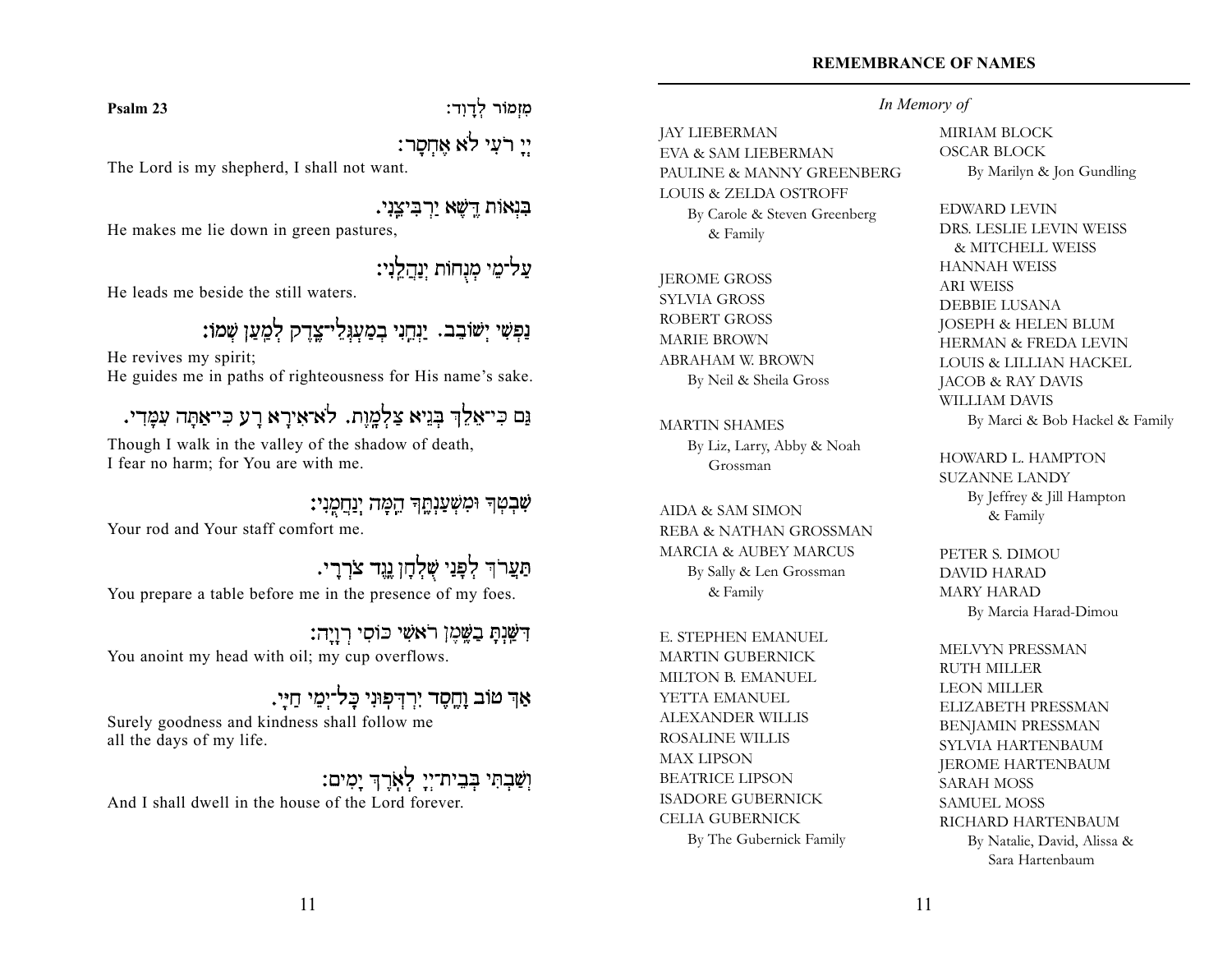**Psalm 23**

מִזְמוֹר לְדָוִד:

יְיָ רֹעִי לֹא אֶחְסָר:

The Lord is my shepherd, I shall not want.

בִּנְאוֹת דֶּשֶׁא יַרְבִּיצֵנִי.

He makes me lie down in green pastures,

עַל־מֵי מְנֻחוֹת יְנַהֲלֵנִי:

He leads me beside the still waters.

נַפְשִׁי יְשׁוֹבֵב. יַנְחֵנִי בְמַעְגְּלֵי־צֶדֶק לְמַעַן שְׁמוֹ:

He revives my spirit;
He guides me in paths of righteousness for His name's sake.

גַּם כִּי־אֵלֵךְ בְּגֵיא צַלְמָוֶת. לֹא־אִירָא רָע כִּי־אַתָּה עִמָּדִי.

Though I walk in the valley of the shadow of death,
I fear no harm; for You are with me.

שִׁבְטְךָ וּמִשְׁעַנְתֶּךָ הֵמָּה יְנַחֲמֻנִי:

Your rod and Your staff comfort me.

תַּעֲרֹךְ לְפָנַי שֻׁלְחָן נֶגֶד צֹרְרָי.

You prepare a table before me in the presence of my foes.

דִּשַּׁנְתָּ בַשֶּׁמֶן רֹאשִׁי כּוֹסִי רְוָיָה:

You anoint my head with oil; my cup overflows.

אַךְ טוֹב וָחֶסֶד יִרְדְּפוּנִי כָּל־יְמֵי חַיָּי.

Surely goodness and kindness shall follow me
all the days of my life.

וְשַׁבְתִּי בְּבֵית־יְיָ לְאֹרֶךְ יָמִים:

And I shall dwell in the house of the Lord forever.

## REMEMBRANCE OF NAMES

*In Memory of*

JAY LIEBERMAN
EVA & SAM LIEBERMAN
PAULINE & MANNY GREENBERG
LOUIS & ZELDA OSTROFF
By Carole & Steven Greenberg & Family

JEROME GROSS
SYLVIA GROSS
ROBERT GROSS
MARIE BROWN
ABRAHAM W. BROWN
By Neil & Sheila Gross

MARTIN SHAMES
By Liz, Larry, Abby & Noah Grossman

AIDA & SAM SIMON
REBA & NATHAN GROSSMAN
MARCIA & AUBEY MARCUS
By Sally & Len Grossman & Family

E. STEPHEN EMANUEL
MARTIN GUBERNICK
MILTON B. EMANUEL
YETTA EMANUEL
ALEXANDER WILLIS
ROSALINE WILLIS
MAX LIPSON
BEATRICE LIPSON
ISADORE GUBERNICK
CELIA GUBERNICK
By The Gubernick Family

MIRIAM BLOCK
OSCAR BLOCK
By Marilyn & Jon Gundling

EDWARD LEVIN
DRS. LESLIE LEVIN WEISS & MITCHELL WEISS
HANNAH WEISS
ARI WEISS
DEBBIE LUSANA
JOSEPH & HELEN BLUM
HERMAN & FREDA LEVIN
LOUIS & LILLIAN HACKEL
JACOB & RAY DAVIS
WILLIAM DAVIS
By Marci & Bob Hackel & Family

HOWARD L. HAMPTON
SUZANNE LANDY
By Jeffrey & Jill Hampton & Family

PETER S. DIMOU
DAVID HARAD
MARY HARAD
By Marcia Harad-Dimou

MELVYN PRESSMAN
RUTH MILLER
LEON MILLER
ELIZABETH PRESSMAN
BENJAMIN PRESSMAN
SYLVIA HARTENBAUM
JEROME HARTENBAUM
SARAH MOSS
SAMUEL MOSS
RICHARD HARTENBAUM
By Natalie, David, Alissa & Sara Hartenbaum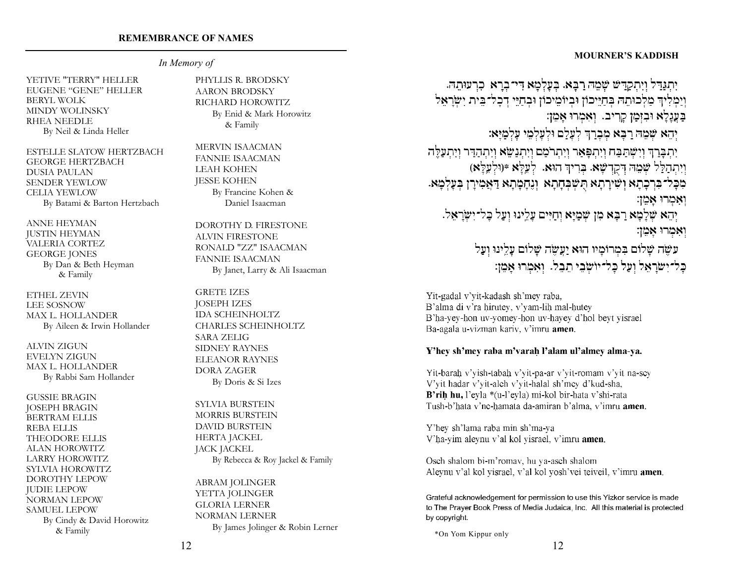## REMEMBRANCE OF NAMES

*In Memory of*

YETIVE "TERRY" HELLER
EUGENE "GENE" HELLER
BERYL WOLK
MINDY WOLINSKY
RHEA NEEDLE
By Neil & Linda Heller

ESTELLE SLATOW HERTZBACH
GEORGE HERTZBACH
DUSIA PAULAN
SENDER YEWLOW
CELIA YEWLOW
By Batami & Barton Hertzbach

ANNE HEYMAN
JUSTIN HEYMAN
VALERIA CORTEZ
GEORGE JONES
By Dan & Beth Heyman & Family

ETHEL ZEVIN
LEE SOSNOW
MAX L. HOLLANDER
By Aileen & Irwin Hollander

ALVIN ZIGUN
EVELYN ZIGUN
MAX L. HOLLANDER
By Rabbi Sam Hollander

GUSSIE BRAGIN
JOSEPH BRAGIN
BERTRAM ELLIS
REBA ELLIS
THEODORE ELLIS
ALAN HOROWITZ
LARRY HOROWITZ
SYLVIA HOROWITZ
DOROTHY LEPOW
JUDIE LEPOW
NORMAN LEPOW
SAMUEL LEPOW
By Cindy & David Horowitz & Family

PHYLLIS R. BRODSKY
AARON BRODSKY
RICHARD HOROWITZ
By Enid & Mark Horowitz & Family

MERVIN ISAACMAN
FANNIE ISAACMAN
LEAH KOHEN
JESSE KOHEN
By Francine Kohen & Daniel Isaacman

DOROTHY D. FIRESTONE
ALVIN FIRESTONE
RONALD "ZZ" ISAACMAN
FANNIE ISAACMAN
By Janet, Larry & Ali Isaacman

GRETE IZES
JOSEPH IZES
IDA SCHEINHOLTZ
CHARLES SCHEINHOLTZ
SARA ZELIG
SIDNEY RAYNES
ELEANOR RAYNES
DORA ZAGER
By Doris & Si Izes

SYLVIA BURSTEIN
MORRIS BURSTEIN
DAVID BURSTEIN
HERTA JACKEL
JACK JACKEL
By Rebecca & Roy Jackel & Family

ABRAM JOLINGER
YETTA JOLINGER
GLORIA LERNER
NORMAN LERNER
By James Jolinger & Robin Lerner

## MOURNER'S KADDISH

יִתְגַּדַּל וְיִתְקַדַּשׁ שְׁמֵהּ רַבָּא. בְּעָלְמָא דִּי־בְרָא כִרְעוּתֵהּ.
וְיַמְלִיךְ מַלְכוּתֵהּ בְּחַיֵּיכוֹן וּבְיוֹמֵיכוֹן וּבְחַיֵּי דְכָל־בֵּית יִשְׂרָאֵל
בַּעֲגָלָא וּבִזְמַן קָרִיב. וְאִמְרוּ אָמֵן:
יְהֵא שְׁמֵהּ רַבָּא מְבָרַךְ לְעָלַם וּלְעָלְמֵי עָלְמַיָּא:
יִתְבָּרַךְ וְיִשְׁתַּבַּח וְיִתְפָּאַר וְיִתְרוֹמַם וְיִתְנַשֵּׂא וְיִתְהַדָּר וְיִתְעַלֶּה
וְיִתְהַלָּל שְׁמֵהּ דְּקֻדְשָׁא. בְּרִיךְ הוּא. לְעֵלָּא *(וּלְעֵלָּא)
מִכָּל־בִּרְכָתָא וְשִׁירָתָא תֻּשְׁבְּחָתָא וְנֶחָמָתָא דַּאֲמִירָן בְּעָלְמָא.
וְאִמְרוּ אָמֵן:
יְהֵא שְׁלָמָא רַבָּא מִן שְׁמַיָּא וְחַיִּים עָלֵינוּ וְעַל כָּל־יִשְׂרָאֵל.
וְאִמְרוּ אָמֵן:
עֹשֶׂה שָׁלוֹם בִּמְרוֹמָיו הוּא יַעֲשֶׂה שָׁלוֹם עָלֵינוּ וְעַל
כָּל־יִשְׂרָאֵל וְעַל כָּל־יוֹשְׁבֵי תֵבֵל. וְאִמְרוּ אָמֵן:

Yit-gadal v'yit-kadash sh'mey raba,
B'alma di v'ra hirutey, v'yam-lih mal-hutey
B'ha-yey-hon uv-yomey-hon uv-hayey d'hol beyt yisrael
Ba-agala u-vizman kariv, v'imru **amen**.

**Y'hey sh'mey raba m'varaḥ l'alam ul'almey alma-ya.**

Yit-baraḥ v'yish-tabaḥ v'yit-pa-ar v'yit-romam v'yit na-sey
V'yit hadar v'yit-aleh v'yit-halal sh'mey d'kud-sha,
**B'riḥ hu,** l'eyla *(u-l'eyla) mi-kol bir-hata v'shi-rata
Tush-b'ḥata v'ne-ḥamata da-amiran b'alma, v'imru **amen**.

Y'hey sh'lama raba min sh'ma-ya
V'ḥa-yim aleynu v'al kol yisrael, v'imru **amen**.

Oseh shalom bi-m'romav, hu ya-aseh shalom
Aleynu v'al kol yisrael, v'al kol yosh'vei teiveil, v'imru **amen**.

Grateful acknowledgement for permission to use this Yizkor service is made to The Prayer Book Press of Media Judaica, Inc. All this material is protected by copyright.

*On Yom Kippur only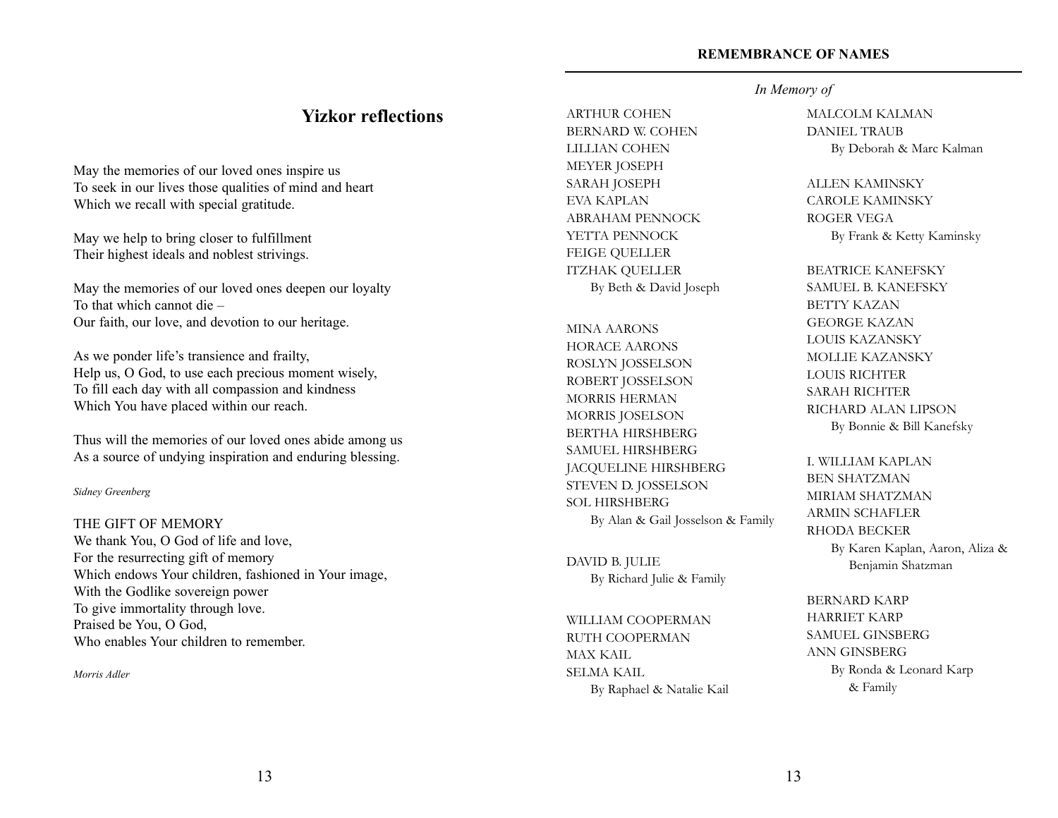## Yizkor reflections

May the memories of our loved ones inspire us
To seek in our lives those qualities of mind and heart
Which we recall with special gratitude.

May we help to bring closer to fulfillment
Their highest ideals and noblest strivings.

May the memories of our loved ones deepen our loyalty
To that which cannot die –
Our faith, our love, and devotion to our heritage.

As we ponder life's transience and frailty,
Help us, O God, to use each precious moment wisely,
To fill each day with all compassion and kindness
Which You have placed within our reach.

Thus will the memories of our loved ones abide among us
As a source of undying inspiration and enduring blessing.

*Sidney Greenberg*

THE GIFT OF MEMORY
We thank You, O God of life and love,
For the resurrecting gift of memory
Which endows Your children, fashioned in Your image,
With the Godlike sovereign power
To give immortality through love.
Praised be You, O God,
Who enables Your children to remember.

*Morris Adler*

**REMEMBRANCE OF NAMES**

*In Memory of*

ARTHUR COHEN
BERNARD W. COHEN
LILLIAN COHEN
MEYER JOSEPH
SARAH JOSEPH
EVA KAPLAN
ABRAHAM PENNOCK
YETTA PENNOCK
FEIGE QUELLER
ITZHAK QUELLER
By Beth & David Joseph

MINA AARONS
HORACE AARONS
ROSLYN JOSSELSON
ROBERT JOSSELSON
MORRIS HERMAN
MORRIS JOSELSON
BERTHA HIRSHBERG
SAMUEL HIRSHBERG
JACQUELINE HIRSHBERG
STEVEN D. JOSSELSON
SOL HIRSHBERG
By Alan & Gail Josselson & Family

DAVID B. JULIE
By Richard Julie & Family

WILLIAM COOPERMAN
RUTH COOPERMAN
MAX KAIL
SELMA KAIL
By Raphael & Natalie Kail

MALCOLM KALMAN
DANIEL TRAUB
By Deborah & Marc Kalman

ALLEN KAMINSKY
CAROLE KAMINSKY
ROGER VEGA
By Frank & Ketty Kaminsky

BEATRICE KANEFSKY
SAMUEL B. KANEFSKY
BETTY KAZAN
GEORGE KAZAN
LOUIS KAZANSKY
MOLLIE KAZANSKY
LOUIS RICHTER
SARAH RICHTER
RICHARD ALAN LIPSON
By Bonnie & Bill Kanefsky

I. WILLIAM KAPLAN
BEN SHATZMAN
MIRIAM SHATZMAN
ARMIN SCHAFLER
RHODA BECKER
By Karen Kaplan, Aaron, Aliza & Benjamin Shatzman

BERNARD KARP
HARRIET KARP
SAMUEL GINSBERG
ANN GINSBERG
By Ronda & Leonard Karp & Family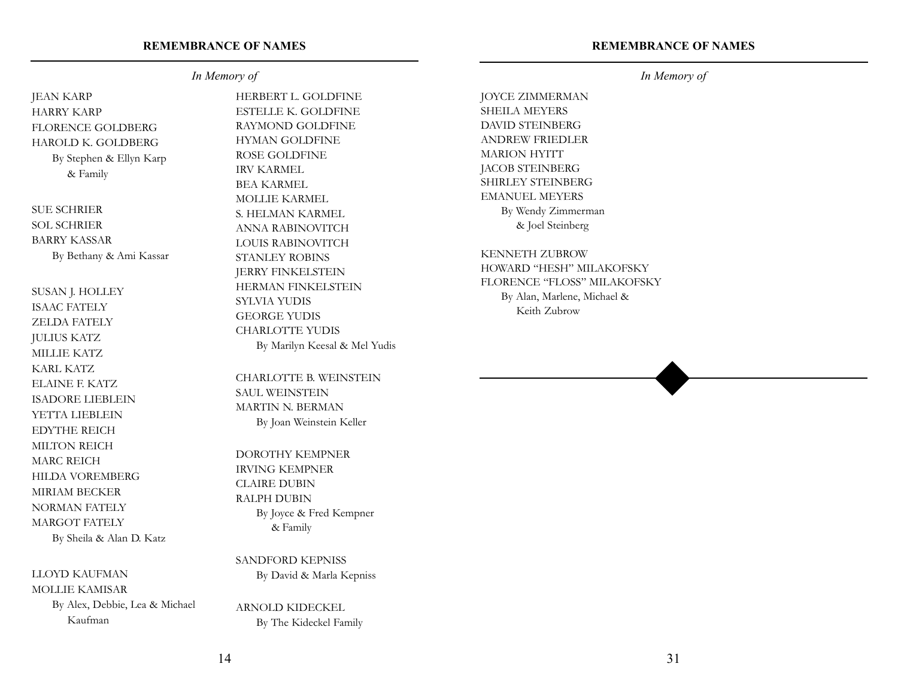## REMEMBRANCE OF NAMES

*In Memory of*

JEAN KARP
HARRY KARP
FLORENCE GOLDBERG
HAROLD K. GOLDBERG
By Stephen & Ellyn Karp & Family

SUE SCHRIER
SOL SCHRIER
BARRY KASSAR
By Bethany & Ami Kassar

SUSAN J. HOLLEY
ISAAC FATELY
ZELDA FATELY
JULIUS KATZ
MILLIE KATZ
KARL KATZ
ELAINE F. KATZ
ISADORE LIEBLEIN
YETTA LIEBLEIN
EDYTHE REICH
MILTON REICH
MARC REICH
HILDA VOREMBERG
MIRIAM BECKER
NORMAN FATELY
MARGOT FATELY
By Sheila & Alan D. Katz

LLOYD KAUFMAN
MOLLIE KAMISAR
By Alex, Debbie, Lea & Michael Kaufman

HERBERT L. GOLDFINE
ESTELLE K. GOLDFINE
RAYMOND GOLDFINE
HYMAN GOLDFINE
ROSE GOLDFINE
IRV KARMEL
BEA KARMEL
MOLLIE KARMEL
S. HELMAN KARMEL
ANNA RABINOVITCH
LOUIS RABINOVITCH
STANLEY ROBINS
JERRY FINKELSTEIN
HERMAN FINKELSTEIN
SYLVIA YUDIS
GEORGE YUDIS
CHARLOTTE YUDIS
By Marilyn Keesal & Mel Yudis

CHARLOTTE B. WEINSTEIN
SAUL WEINSTEIN
MARTIN N. BERMAN
By Joan Weinstein Keller

DOROTHY KEMPNER
IRVING KEMPNER
CLAIRE DUBIN
RALPH DUBIN
By Joyce & Fred Kempner & Family

SANDFORD KEPNISS
By David & Marla Kepniss

ARNOLD KIDECKEL
By The Kideckel Family

## REMEMBRANCE OF NAMES

*In Memory of*

JOYCE ZIMMERMAN
SHEILA MEYERS
DAVID STEINBERG
ANDREW FRIEDLER
MARION HYITT
JACOB STEINBERG
SHIRLEY STEINBERG
EMANUEL MEYERS
By Wendy Zimmerman & Joel Steinberg

KENNETH ZUBROW
HOWARD "HESH" MILAKOFSKY
FLORENCE "FLOSS" MILAKOFSKY
By Alan, Marlene, Michael & Keith Zubrow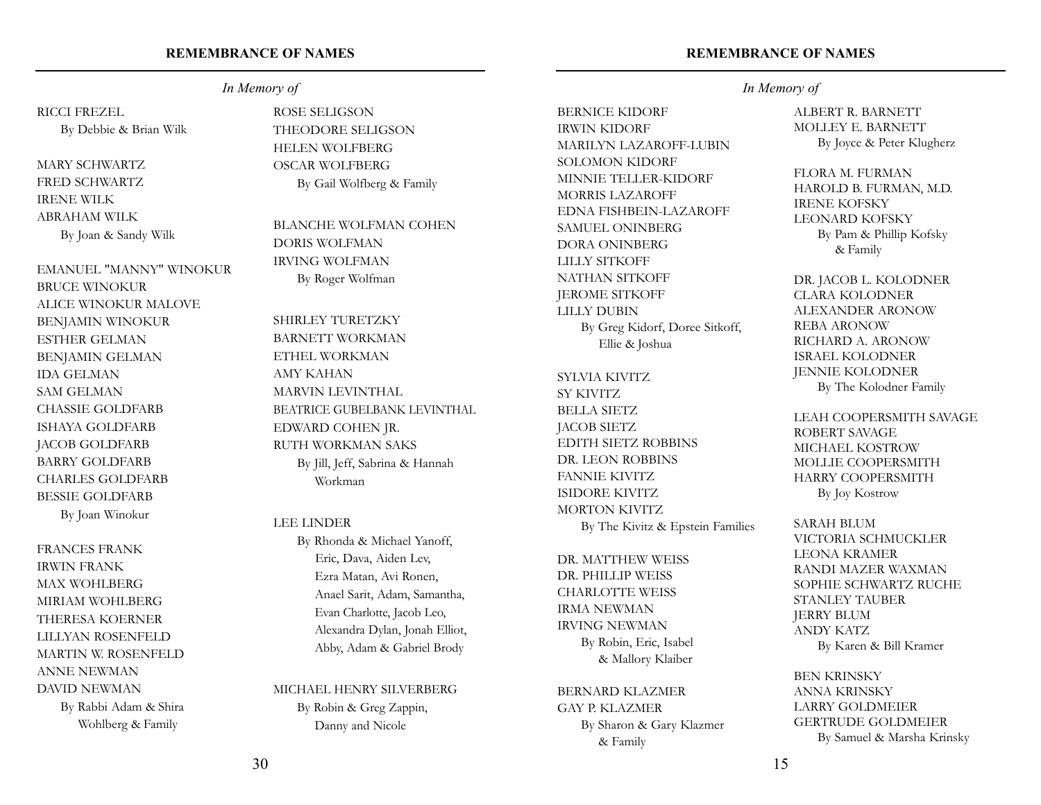## REMEMBRANCE OF NAMES

*In Memory of*

RICCI FREZEL
By Debbie & Brian Wilk

MARY SCHWARTZ
FRED SCHWARTZ
IRENE WILK
ABRAHAM WILK
By Joan & Sandy Wilk

EMANUEL "MANNY" WINOKUR
BRUCE WINOKUR
ALICE WINOKUR MALOVE
BENJAMIN WINOKUR
ESTHER GELMAN
BENJAMIN GELMAN
IDA GELMAN
SAM GELMAN
CHASSIE GOLDFARB
ISHAYA GOLDFARB
JACOB GOLDFARB
BARRY GOLDFARB
CHARLES GOLDFARB
BESSIE GOLDFARB
By Joan Winokur

FRANCES FRANK
IRWIN FRANK
MAX WOHLBERG
MIRIAM WOHLBERG
THERESA KOERNER
LILLYAN ROSENFELD
MARTIN W. ROSENFELD
ANNE NEWMAN
DAVID NEWMAN
By Rabbi Adam & Shira Wohlberg & Family

ROSE SELIGSON
THEODORE SELIGSON
HELEN WOLFBERG
OSCAR WOLFBERG
By Gail Wolfberg & Family

BLANCHE WOLFMAN COHEN
DORIS WOLFMAN
IRVING WOLFMAN
By Roger Wolfman

SHIRLEY TURETZKY
BARNETT WORKMAN
ETHEL WORKMAN
AMY KAHAN
MARVIN LEVINTHAL
BEATRICE GUBELBANK LEVINTHAL
EDWARD COHEN JR.
RUTH WORKMAN SAKS
By Jill, Jeff, Sabrina & Hannah Workman

LEE LINDER
By Rhonda & Michael Yanoff, Eric, Dava, Aiden Lev, Ezra Matan, Avi Ronen, Anael Sarit, Adam, Samantha, Evan Charlotte, Jacob Leo, Alexandra Dylan, Jonah Elliot, Abby, Adam & Gabriel Brody

MICHAEL HENRY SILVERBERG
By Robin & Greg Zappin, Danny and Nicole

## REMEMBRANCE OF NAMES

*In Memory of*

BERNICE KIDORF
IRWIN KIDORF
MARILYN LAZAROFF-LUBIN
SOLOMON KIDORF
MINNIE TELLER-KIDORF
MORRIS LAZAROFF
EDNA FISHBEIN-LAZAROFF
SAMUEL ONINBERG
DORA ONINBERG
LILLY SITKOFF
NATHAN SITKOFF
JEROME SITKOFF
LILLY DUBIN
By Greg Kidorf, Doree Sitkoff, Ellie & Joshua

SYLVIA KIVITZ
SY KIVITZ
BELLA SIETZ
JACOB SIETZ
EDITH SIETZ ROBBINS
DR. LEON ROBBINS
FANNIE KIVITZ
ISIDORE KIVITZ
MORTON KIVITZ
By The Kivitz & Epstein Families

DR. MATTHEW WEISS
DR. PHILLIP WEISS
CHARLOTTE WEISS
IRMA NEWMAN
IRVING NEWMAN
By Robin, Eric, Isabel & Mallory Klaiber

BERNARD KLAZMER
GAY P. KLAZMER
By Sharon & Gary Klazmer & Family

ALBERT R. BARNETT
MOLLEY E. BARNETT
By Joyce & Peter Klugherz

FLORA M. FURMAN
HAROLD B. FURMAN, M.D.
IRENE KOFSKY
LEONARD KOFSKY
By Pam & Phillip Kofsky & Family

DR. JACOB L. KOLODNER
CLARA KOLODNER
ALEXANDER ARONOW
REBA ARONOW
RICHARD A. ARONOW
ISRAEL KOLODNER
JENNIE KOLODNER
By The Kolodner Family

LEAH COOPERSMITH SAVAGE
ROBERT SAVAGE
MICHAEL KOSTROW
MOLLIE COOPERSMITH
HARRY COOPERSMITH
By Joy Kostrow

SARAH BLUM
VICTORIA SCHMUCKLER
LEONA KRAMER
RANDI MAZER WAXMAN
SOPHIE SCHWARTZ RUCHE
STANLEY TAUBER
JERRY BLUM
ANDY KATZ
By Karen & Bill Kramer

BEN KRINSKY
ANNA KRINSKY
LARRY GOLDMEIER
GERTRUDE GOLDMEIER
By Samuel & Marsha Krinsky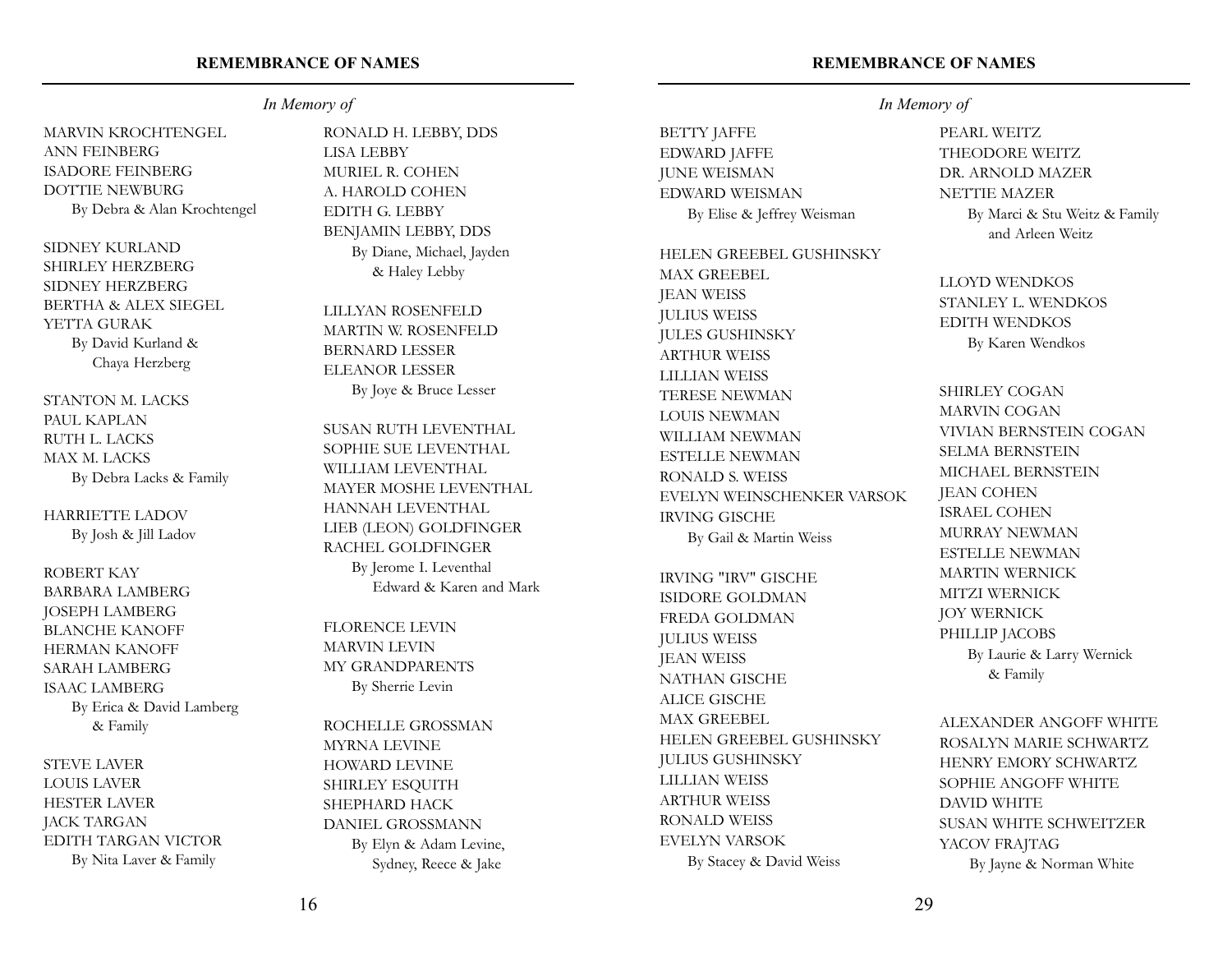## REMEMBRANCE OF NAMES

*In Memory of*

MARVIN KROCHTENGEL
ANN FEINBERG
ISADORE FEINBERG
DOTTIE NEWBURG
By Debra & Alan Krochtengel

SIDNEY KURLAND
SHIRLEY HERZBERG
SIDNEY HERZBERG
BERTHA & ALEX SIEGEL
YETTA GURAK
By David Kurland & Chaya Herzberg

STANTON M. LACKS
PAUL KAPLAN
RUTH L. LACKS
MAX M. LACKS
By Debra Lacks & Family

HARRIETTE LADOV
By Josh & Jill Ladov

ROBERT KAY
BARBARA LAMBERG
JOSEPH LAMBERG
BLANCHE KANOFF
HERMAN KANOFF
SARAH LAMBERG
ISAAC LAMBERG
By Erica & David Lamberg & Family

STEVE LAVER
LOUIS LAVER
HESTER LAVER
JACK TARGAN
EDITH TARGAN VICTOR
By Nita Laver & Family

RONALD H. LEBBY, DDS
LISA LEBBY
MURIEL R. COHEN
A. HAROLD COHEN
EDITH G. LEBBY
BENJAMIN LEBBY, DDS
By Diane, Michael, Jayden & Haley Lebby

LILLYAN ROSENFELD
MARTIN W. ROSENFELD
BERNARD LESSER
ELEANOR LESSER
By Joye & Bruce Lesser

SUSAN RUTH LEVENTHAL
SOPHIE SUE LEVENTHAL
WILLIAM LEVENTHAL
MAYER MOSHE LEVENTHAL
HANNAH LEVENTHAL
LIEB (LEON) GOLDFINGER
RACHEL GOLDFINGER
By Jerome I. Leventhal Edward & Karen and Mark

FLORENCE LEVIN
MARVIN LEVIN
MY GRANDPARENTS
By Sherrie Levin

ROCHELLE GROSSMAN
MYRNA LEVINE
HOWARD LEVINE
SHIRLEY ESQUITH
SHEPHARD HACK
DANIEL GROSSMANN
By Elyn & Adam Levine, Sydney, Reece & Jake

## REMEMBRANCE OF NAMES

*In Memory of*

BETTY JAFFE
EDWARD JAFFE
JUNE WEISMAN
EDWARD WEISMAN
By Elise & Jeffrey Weisman

HELEN GREEBEL GUSHINSKY
MAX GREEBEL
JEAN WEISS
JULIUS WEISS
JULES GUSHINSKY
ARTHUR WEISS
LILLIAN WEISS
TERESE NEWMAN
LOUIS NEWMAN
WILLIAM NEWMAN
ESTELLE NEWMAN
RONALD S. WEISS
EVELYN WEINSCHENKER VARSOK
IRVING GISCHE
By Gail & Martin Weiss

IRVING "IRV" GISCHE
ISIDORE GOLDMAN
FREDA GOLDMAN
JULIUS WEISS
JEAN WEISS
NATHAN GISCHE
ALICE GISCHE
MAX GREEBEL
HELEN GREEBEL GUSHINSKY
JULIUS GUSHINSKY
LILLIAN WEISS
ARTHUR WEISS
RONALD WEISS
EVELYN VARSOK
By Stacey & David Weiss

PEARL WEITZ
THEODORE WEITZ
DR. ARNOLD MAZER
NETTIE MAZER
By Marci & Stu Weitz & Family and Arleen Weitz

LLOYD WENDKOS
STANLEY L. WENDKOS
EDITH WENDKOS
By Karen Wendkos

SHIRLEY COGAN
MARVIN COGAN
VIVIAN BERNSTEIN COGAN
SELMA BERNSTEIN
MICHAEL BERNSTEIN
JEAN COHEN
ISRAEL COHEN
MURRAY NEWMAN
ESTELLE NEWMAN
MARTIN WERNICK
MITZI WERNICK
JOY WERNICK
PHILLIP JACOBS
By Laurie & Larry Wernick & Family

ALEXANDER ANGOFF WHITE
ROSALYN MARIE SCHWARTZ
HENRY EMORY SCHWARTZ
SOPHIE ANGOFF WHITE
DAVID WHITE
SUSAN WHITE SCHWEITZER
YACOV FRAJTAG
By Jayne & Norman White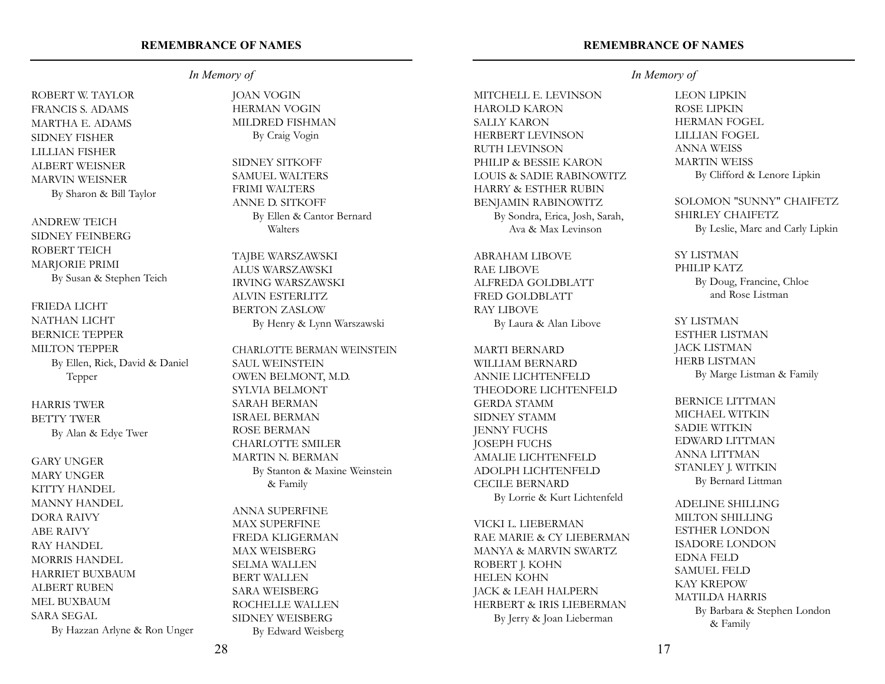## REMEMBRANCE OF NAMES

*In Memory of*

ROBERT W. TAYLOR
FRANCIS S. ADAMS
MARTHA E. ADAMS
SIDNEY FISHER
LILLIAN FISHER
ALBERT WEISNER
MARVIN WEISNER
By Sharon & Bill Taylor

ANDREW TEICH
SIDNEY FEINBERG
ROBERT TEICH
MARJORIE PRIMI
By Susan & Stephen Teich

FRIEDA LICHT
NATHAN LICHT
BERNICE TEPPER
MILTON TEPPER
By Ellen, Rick, David & Daniel Tepper

HARRIS TWER
BETTY TWER
By Alan & Edye Twer

GARY UNGER
MARY UNGER
KITTY HANDEL
MANNY HANDEL
DORA RAIVY
ABE RAIVY
RAY HANDEL
MORRIS HANDEL
HARRIET BUXBAUM
ALBERT RUBEN
MEL BUXBAUM
SARA SEGAL
By Hazzan Arlyne & Ron Unger

JOAN VOGIN
HERMAN VOGIN
MILDRED FISHMAN
By Craig Vogin

SIDNEY SITKOFF
SAMUEL WALTERS
FRIMI WALTERS
ANNE D. SITKOFF
By Ellen & Cantor Bernard Walters

TAJBE WARSZAWSKI
ALUS WARSZAWSKI
IRVING WARSZAWSKI
ALVIN ESTERLITZ
BERTON ZASLOW
By Henry & Lynn Warszawski

CHARLOTTE BERMAN WEINSTEIN
SAUL WEINSTEIN
OWEN BELMONT, M.D.
SYLVIA BELMONT
SARAH BERMAN
ISRAEL BERMAN
ROSE BERMAN
CHARLOTTE SMILER
MARTIN N. BERMAN
By Stanton & Maxine Weinstein & Family

ANNA SUPERFINE
MAX SUPERFINE
FREDA KLIGERMAN
MAX WEISBERG
SELMA WALLEN
BERT WALLEN
SARA WEISBERG
ROCHELLE WALLEN
SIDNEY WEISBERG
By Edward Weisberg

## REMEMBRANCE OF NAMES

*In Memory of*

MITCHELL E. LEVINSON
HAROLD KARON
SALLY KARON
HERBERT LEVINSON
RUTH LEVINSON
PHILIP & BESSIE KARON
LOUIS & SADIE RABINOWITZ
HARRY & ESTHER RUBIN
BENJAMIN RABINOWITZ
By Sondra, Erica, Josh, Sarah, Ava & Max Levinson

ABRAHAM LIBOVE
RAE LIBOVE
ALFREDA GOLDBLATT
FRED GOLDBLATT
RAY LIBOVE
By Laura & Alan Libove

MARTI BERNARD
WILLIAM BERNARD
ANNIE LICHTENFELD
THEODORE LICHTENFELD
GERDA STAMM
SIDNEY STAMM
JENNY FUCHS
JOSEPH FUCHS
AMALIE LICHTENFELD
ADOLPH LICHTENFELD
CECILE BERNARD
By Lorrie & Kurt Lichtenfeld

VICKI L. LIEBERMAN
RAE MARIE & CY LIEBERMAN
MANYA & MARVIN SWARTZ
ROBERT J. KOHN
HELEN KOHN
JACK & LEAH HALPERN
HERBERT & IRIS LIEBERMAN
By Jerry & Joan Lieberman

LEON LIPKIN
ROSE LIPKIN
HERMAN FOGEL
LILLIAN FOGEL
ANNA WEISS
MARTIN WEISS
By Clifford & Lenore Lipkin

SOLOMON "SUNNY" CHAIFETZ
SHIRLEY CHAIFETZ
By Leslie, Marc and Carly Lipkin

SY LISTMAN
PHILIP KATZ
By Doug, Francine, Chloe and Rose Listman

SY LISTMAN
ESTHER LISTMAN
JACK LISTMAN
HERB LISTMAN
By Marge Listman & Family

BERNICE LITTMAN
MICHAEL WITKIN
SADIE WITKIN
EDWARD LITTMAN
ANNA LITTMAN
STANLEY J. WITKIN
By Bernard Littman

ADELINE SHILLING
MILTON SHILLING
ESTHER LONDON
ISADORE LONDON
EDNA FELD
SAMUEL FELD
KAY KREPOW
MATILDA HARRIS
By Barbara & Stephen London & Family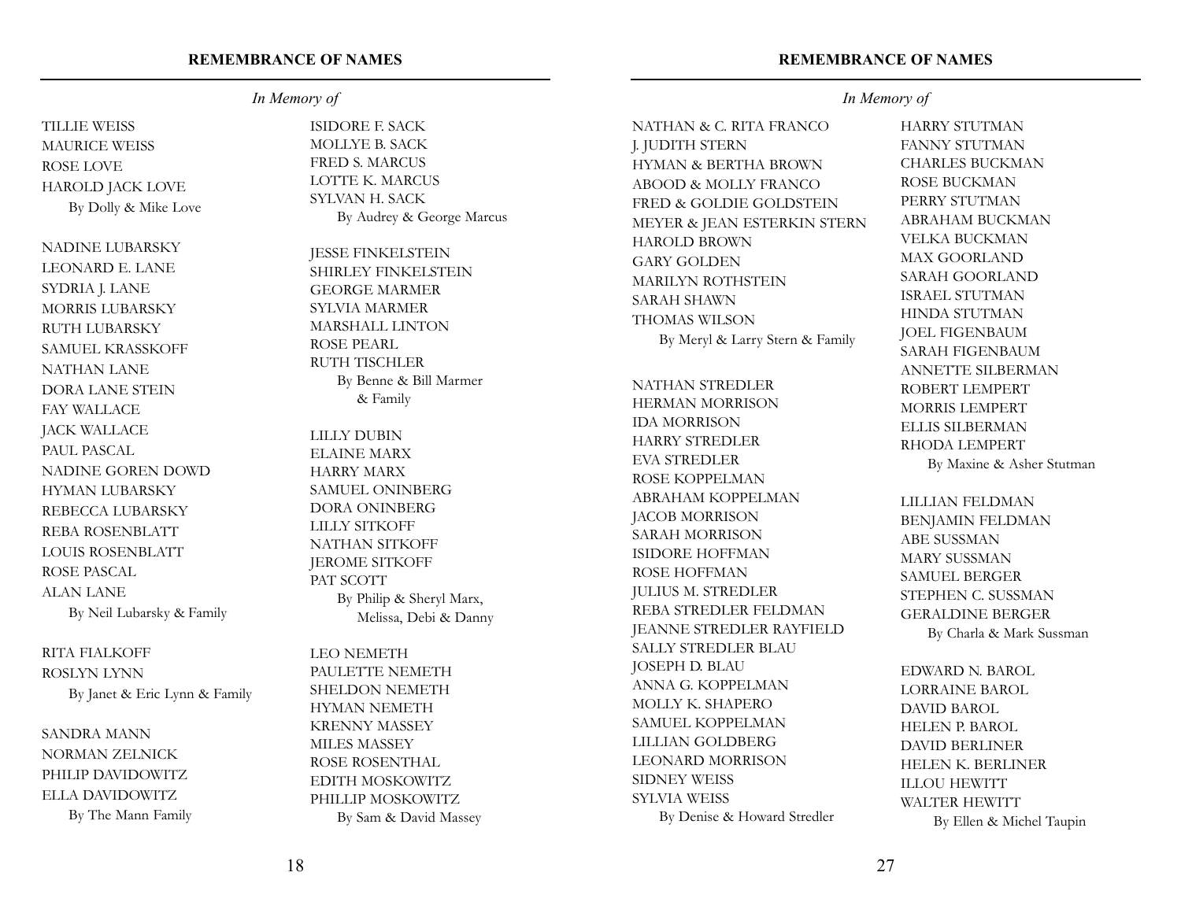## REMEMBRANCE OF NAMES

*In Memory of*

TILLIE WEISS
MAURICE WEISS
ROSE LOVE
HAROLD JACK LOVE
By Dolly & Mike Love

NADINE LUBARSKY
LEONARD E. LANE
SYDRIA J. LANE
MORRIS LUBARSKY
RUTH LUBARSKY
SAMUEL KRASSKOFF
NATHAN LANE
DORA LANE STEIN
FAY WALLACE
JACK WALLACE
PAUL PASCAL
NADINE GOREN DOWD
HYMAN LUBARSKY
REBECCA LUBARSKY
REBA ROSENBLATT
LOUIS ROSENBLATT
ROSE PASCAL
ALAN LANE
By Neil Lubarsky & Family

RITA FIALKOFF
ROSLYN LYNN
By Janet & Eric Lynn & Family

SANDRA MANN
NORMAN ZELNICK
PHILIP DAVIDOWITZ
ELLA DAVIDOWITZ
By The Mann Family

ISIDORE F. SACK
MOLLYE B. SACK
FRED S. MARCUS
LOTTE K. MARCUS
SYLVAN H. SACK
By Audrey & George Marcus

JESSE FINKELSTEIN
SHIRLEY FINKELSTEIN
GEORGE MARMER
SYLVIA MARMER
MARSHALL LINTON
ROSE PEARL
RUTH TISCHLER
By Benne & Bill Marmer & Family

LILLY DUBIN
ELAINE MARX
HARRY MARX
SAMUEL ONINBERG
DORA ONINBERG
LILLY SITKOFF
NATHAN SITKOFF
JEROME SITKOFF
PAT SCOTT
By Philip & Sheryl Marx, Melissa, Debi & Danny

LEO NEMETH
PAULETTE NEMETH
SHELDON NEMETH
HYMAN NEMETH
KRENNY MASSEY
MILES MASSEY
ROSE ROSENTHAL
EDITH MOSKOWITZ
PHILLIP MOSKOWITZ
By Sam & David Massey

## REMEMBRANCE OF NAMES

*In Memory of*

NATHAN & C. RITA FRANCO
J. JUDITH STERN
HYMAN & BERTHA BROWN
ABOOD & MOLLY FRANCO
FRED & GOLDIE GOLDSTEIN
MEYER & JEAN ESTERKIN STERN
HAROLD BROWN
GARY GOLDEN
MARILYN ROTHSTEIN
SARAH SHAWN
THOMAS WILSON
By Meryl & Larry Stern & Family

NATHAN STREDLER
HERMAN MORRISON
IDA MORRISON
HARRY STREDLER
EVA STREDLER
ROSE KOPPELMAN
ABRAHAM KOPPELMAN
JACOB MORRISON
SARAH MORRISON
ISIDORE HOFFMAN
ROSE HOFFMAN
JULIUS M. STREDLER
REBA STREDLER FELDMAN
JEANNE STREDLER RAYFIELD
SALLY STREDLER BLAU
JOSEPH D. BLAU
ANNA G. KOPPELMAN
MOLLY K. SHAPERO
SAMUEL KOPPELMAN
LILLIAN GOLDBERG
LEONARD MORRISON
SIDNEY WEISS
SYLVIA WEISS
By Denise & Howard Stredler

HARRY STUTMAN
FANNY STUTMAN
CHARLES BUCKMAN
ROSE BUCKMAN
PERRY STUTMAN
ABRAHAM BUCKMAN
VELKA BUCKMAN
MAX GOORLAND
SARAH GOORLAND
ISRAEL STUTMAN
HINDA STUTMAN
JOEL FIGENBAUM
SARAH FIGENBAUM
ANNETTE SILBERMAN
ROBERT LEMPERT
MORRIS LEMPERT
ELLIS SILBERMAN
RHODA LEMPERT
By Maxine & Asher Stutman

LILLIAN FELDMAN
BENJAMIN FELDMAN
ABE SUSSMAN
MARY SUSSMAN
SAMUEL BERGER
STEPHEN C. SUSSMAN
GERALDINE BERGER
By Charla & Mark Sussman

EDWARD N. BAROL
LORRAINE BAROL
DAVID BAROL
HELEN P. BAROL
DAVID BERLINER
HELEN K. BERLINER
ILLOU HEWITT
WALTER HEWITT
By Ellen & Michel Taupin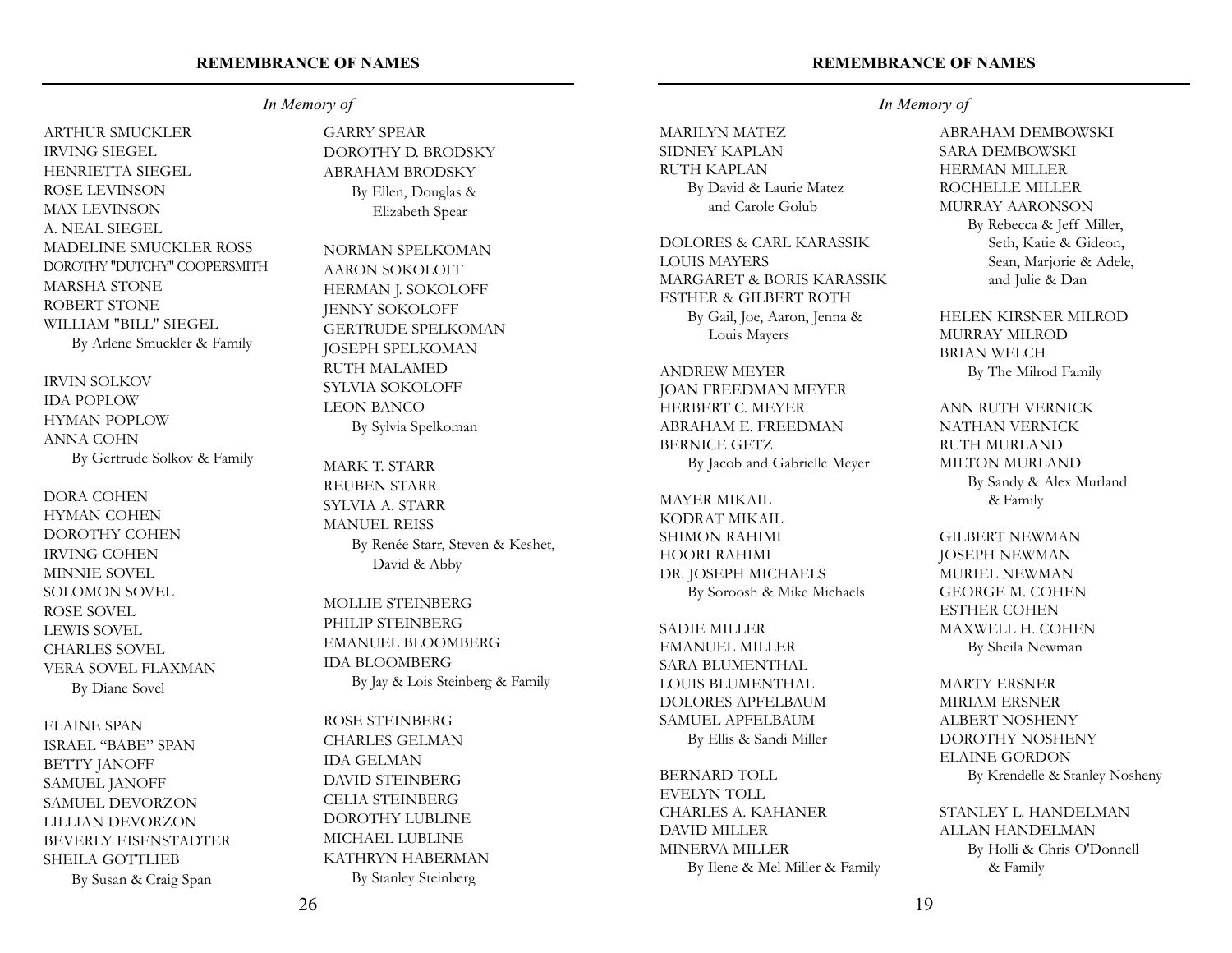## REMEMBRANCE OF NAMES

*In Memory of*

ARTHUR SMUCKLER
IRVING SIEGEL
HENRIETTA SIEGEL
ROSE LEVINSON
MAX LEVINSON
A. NEAL SIEGEL
MADELINE SMUCKLER ROSS
DOROTHY "DUTCHY" COOPERSMITH
MARSHA STONE
ROBERT STONE
WILLIAM "BILL" SIEGEL
By Arlene Smuckler & Family

IRVIN SOLKOV
IDA POPLOW
HYMAN POPLOW
ANNA COHN
By Gertrude Solkov & Family

DORA COHEN
HYMAN COHEN
DOROTHY COHEN
IRVING COHEN
MINNIE SOVEL
SOLOMON SOVEL
ROSE SOVEL
LEWIS SOVEL
CHARLES SOVEL
VERA SOVEL FLAXMAN
By Diane Sovel

ELAINE SPAN
ISRAEL "BABE" SPAN
BETTY JANOFF
SAMUEL JANOFF
SAMUEL DEVORZON
LILLIAN DEVORZON
BEVERLY EISENSTADTER
SHEILA GOTTLIEB
By Susan & Craig Span

GARRY SPEAR
DOROTHY D. BRODSKY
ABRAHAM BRODSKY
By Ellen, Douglas & Elizabeth Spear

NORMAN SPELKOMAN
AARON SOKOLOFF
HERMAN J. SOKOLOFF
JENNY SOKOLOFF
GERTRUDE SPELKOMAN
JOSEPH SPELKOMAN
RUTH MALAMED
SYLVIA SOKOLOFF
LEON BANCO
By Sylvia Spelkoman

MARK T. STARR
REUBEN STARR
SYLVIA A. STARR
MANUEL REISS
By Renée Starr, Steven & Keshet, David & Abby

MOLLIE STEINBERG
PHILIP STEINBERG
EMANUEL BLOOMBERG
IDA BLOOMBERG
By Jay & Lois Steinberg & Family

ROSE STEINBERG
CHARLES GELMAN
IDA GELMAN
DAVID STEINBERG
CELIA STEINBERG
DOROTHY LUBLINE
MICHAEL LUBLINE
KATHRYN HABERMAN
By Stanley Steinberg

## REMEMBRANCE OF NAMES

*In Memory of*

MARILYN MATEZ
SIDNEY KAPLAN
RUTH KAPLAN
By David & Laurie Matez and Carole Golub

DOLORES & CARL KARASSIK
LOUIS MAYERS
MARGARET & BORIS KARASSIK
ESTHER & GILBERT ROTH
By Gail, Joe, Aaron, Jenna & Louis Mayers

ANDREW MEYER
JOAN FREEDMAN MEYER
HERBERT C. MEYER
ABRAHAM E. FREEDMAN
BERNICE GETZ
By Jacob and Gabrielle Meyer

MAYER MIKAIL
KODRAT MIKAIL
SHIMON RAHIMI
HOORI RAHIMI
DR. JOSEPH MICHAELS
By Soroosh & Mike Michaels

SADIE MILLER
EMANUEL MILLER
SARA BLUMENTHAL
LOUIS BLUMENTHAL
DOLORES APFELBAUM
SAMUEL APFELBAUM
By Ellis & Sandi Miller

BERNARD TOLL
EVELYN TOLL
CHARLES A. KAHANER
DAVID MILLER
MINERVA MILLER
By Ilene & Mel Miller & Family

ABRAHAM DEMBOWSKI
SARA DEMBOWSKI
HERMAN MILLER
ROCHELLE MILLER
MURRAY AARONSON
By Rebecca & Jeff Miller, Seth, Katie & Gideon, Sean, Marjorie & Adele, and Julie & Dan

HELEN KIRSNER MILROD
MURRAY MILROD
BRIAN WELCH
By The Milrod Family

ANN RUTH VERNICK
NATHAN VERNICK
RUTH MURLAND
MILTON MURLAND
By Sandy & Alex Murland & Family

GILBERT NEWMAN
JOSEPH NEWMAN
MURIEL NEWMAN
GEORGE M. COHEN
ESTHER COHEN
MAXWELL H. COHEN
By Sheila Newman

MARTY ERSNER
MIRIAM ERSNER
ALBERT NOSHENY
DOROTHY NOSHENY
ELAINE GORDON
By Krendelle & Stanley Nosheny

STANLEY L. HANDELMAN
ALLAN HANDELMAN
By Holli & Chris O'Donnell & Family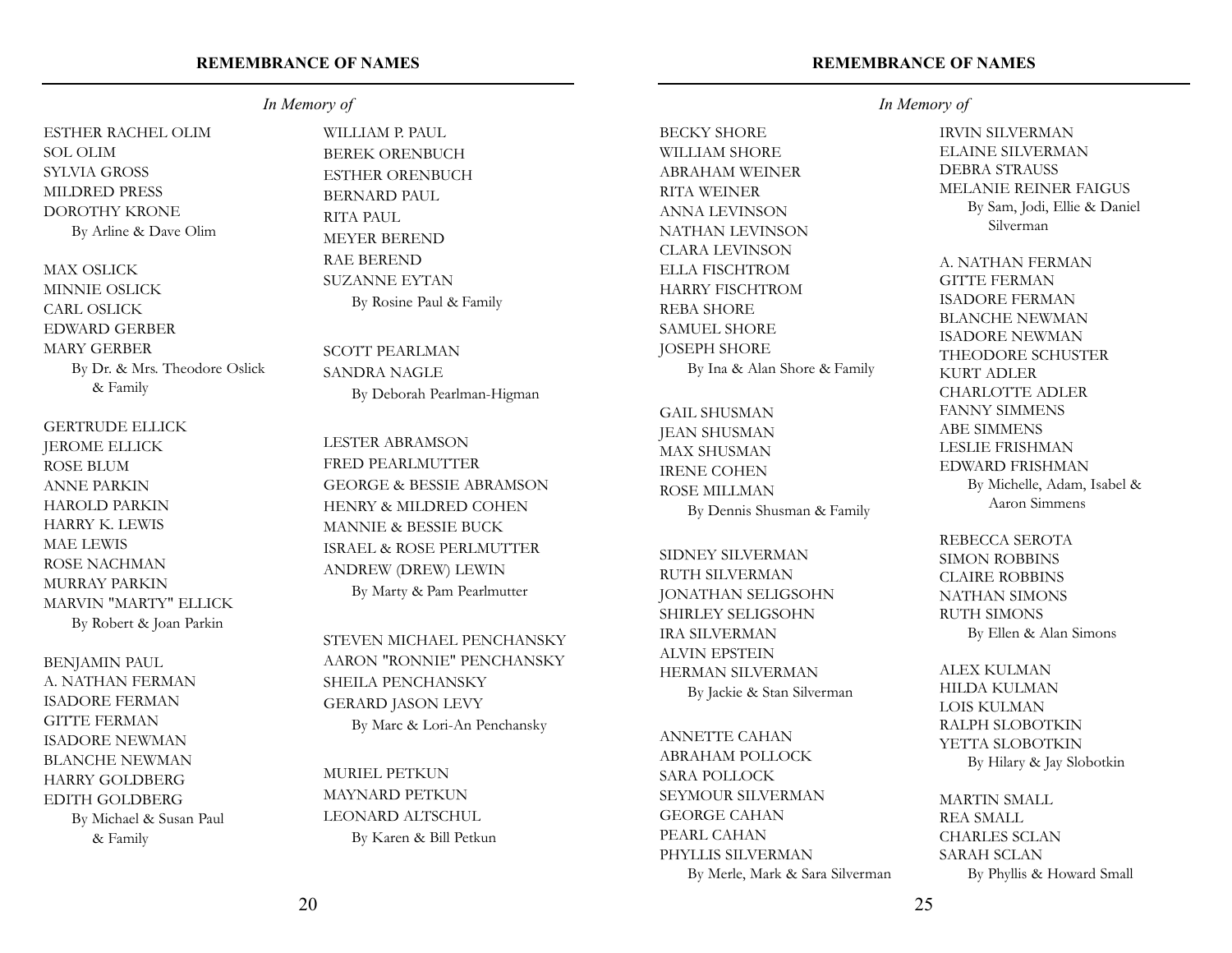## REMEMBRANCE OF NAMES

*In Memory of*

ESTHER RACHEL OLIM
SOL OLIM
SYLVIA GROSS
MILDRED PRESS
DOROTHY KRONE
By Arline & Dave Olim

MAX OSLICK
MINNIE OSLICK
CARL OSLICK
EDWARD GERBER
MARY GERBER
By Dr. & Mrs. Theodore Oslick & Family

GERTRUDE ELLICK
JEROME ELLICK
ROSE BLUM
ANNE PARKIN
HAROLD PARKIN
HARRY K. LEWIS
MAE LEWIS
ROSE NACHMAN
MURRAY PARKIN
MARVIN "MARTY" ELLICK
By Robert & Joan Parkin

BENJAMIN PAUL
A. NATHAN FERMAN
ISADORE FERMAN
GITTE FERMAN
ISADORE NEWMAN
BLANCHE NEWMAN
HARRY GOLDBERG
EDITH GOLDBERG
By Michael & Susan Paul & Family

WILLIAM P. PAUL
BEREK ORENBUCH
ESTHER ORENBUCH
BERNARD PAUL
RITA PAUL
MEYER BEREND
RAE BEREND
SUZANNE EYTAN
By Rosine Paul & Family

SCOTT PEARLMAN
SANDRA NAGLE
By Deborah Pearlman-Higman

LESTER ABRAMSON
FRED PEARLMUTTER
GEORGE & BESSIE ABRAMSON
HENRY & MILDRED COHEN
MANNIE & BESSIE BUCK
ISRAEL & ROSE PERLMUTTER
ANDREW (DREW) LEWIN
By Marty & Pam Pearlmutter

STEVEN MICHAEL PENCHANSKY
AARON "RONNIE" PENCHANSKY
SHEILA PENCHANSKY
GERARD JASON LEVY
By Marc & Lori-An Penchansky

MURIEL PETKUN
MAYNARD PETKUN
LEONARD ALTSCHUL
By Karen & Bill Petkun

## REMEMBRANCE OF NAMES

*In Memory of*

BECKY SHORE
WILLIAM SHORE
ABRAHAM WEINER
RITA WEINER
ANNA LEVINSON
NATHAN LEVINSON
CLARA LEVINSON
ELLA FISCHTROM
HARRY FISCHTROM
REBA SHORE
SAMUEL SHORE
JOSEPH SHORE
By Ina & Alan Shore & Family

GAIL SHUSMAN
JEAN SHUSMAN
MAX SHUSMAN
IRENE COHEN
ROSE MILLMAN
By Dennis Shusman & Family

SIDNEY SILVERMAN
RUTH SILVERMAN
JONATHAN SELIGSOHN
SHIRLEY SELIGSOHN
IRA SILVERMAN
ALVIN EPSTEIN
HERMAN SILVERMAN
By Jackie & Stan Silverman

ANNETTE CAHAN
ABRAHAM POLLOCK
SARA POLLOCK
SEYMOUR SILVERMAN
GEORGE CAHAN
PEARL CAHAN
PHYLLIS SILVERMAN
By Merle, Mark & Sara Silverman

IRVIN SILVERMAN
ELAINE SILVERMAN
DEBRA STRAUSS
MELANIE REINER FAIGUS
By Sam, Jodi, Ellie & Daniel Silverman

A. NATHAN FERMAN
GITTE FERMAN
ISADORE FERMAN
BLANCHE NEWMAN
ISADORE NEWMAN
THEODORE SCHUSTER
KURT ADLER
CHARLOTTE ADLER
FANNY SIMMENS
ABE SIMMENS
LESLIE FRISHMAN
EDWARD FRISHMAN
By Michelle, Adam, Isabel & Aaron Simmens

REBECCA SEROTA
SIMON ROBBINS
CLAIRE ROBBINS
NATHAN SIMONS
RUTH SIMONS
By Ellen & Alan Simons

ALEX KULMAN
HILDA KULMAN
LOIS KULMAN
RALPH SLOBOTKIN
YETTA SLOBOTKIN
By Hilary & Jay Slobotkin

MARTIN SMALL
REA SMALL
CHARLES SCLAN
SARAH SCLAN
By Phyllis & Howard Small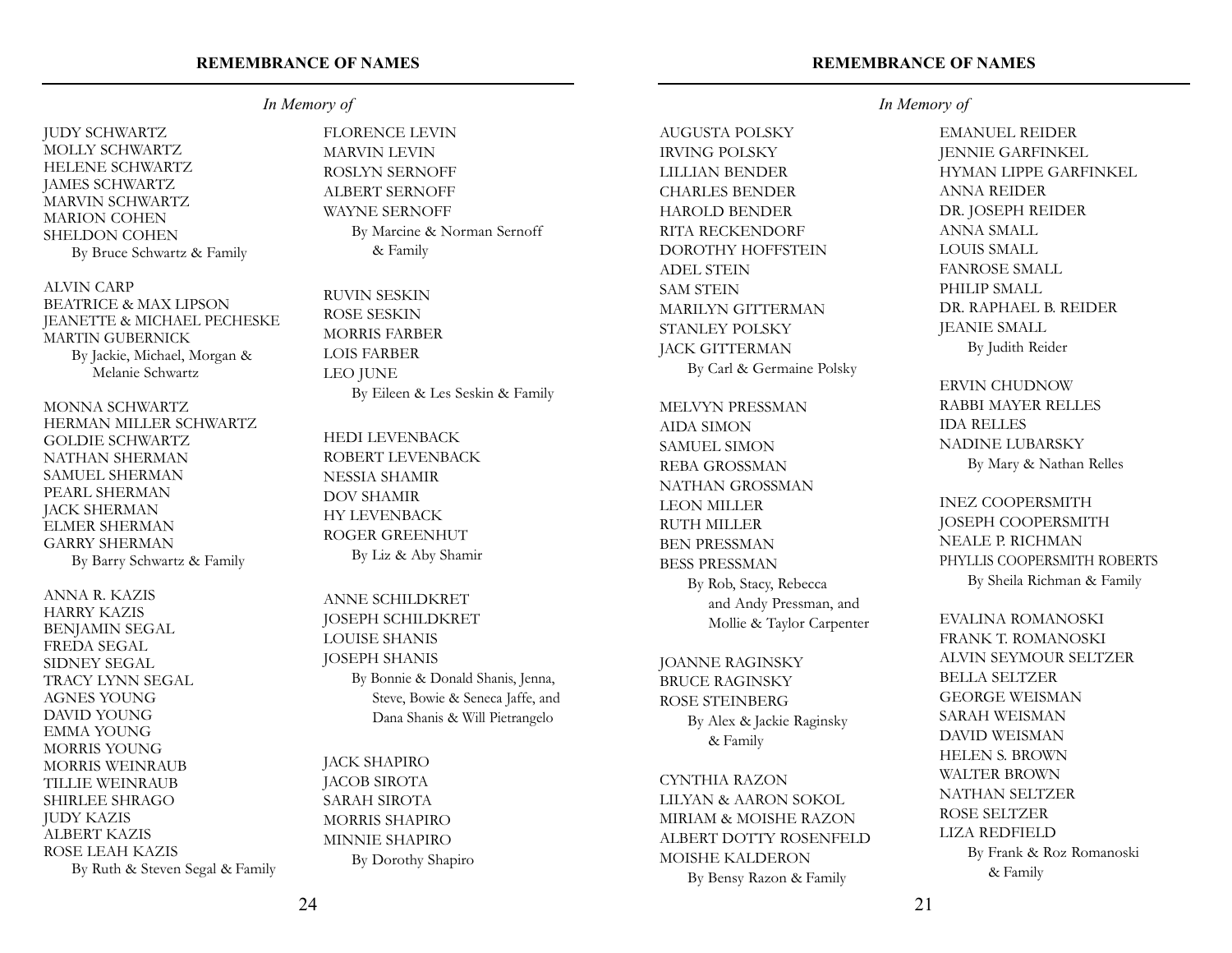## REMEMBRANCE OF NAMES

*In Memory of*

JUDY SCHWARTZ
MOLLY SCHWARTZ
HELENE SCHWARTZ
JAMES SCHWARTZ
MARVIN SCHWARTZ
MARION COHEN
SHELDON COHEN
By Bruce Schwartz & Family

ALVIN CARP
BEATRICE & MAX LIPSON
JEANETTE & MICHAEL PECHESKE
MARTIN GUBERNICK
By Jackie, Michael, Morgan & Melanie Schwartz

MONNA SCHWARTZ
HERMAN MILLER SCHWARTZ
GOLDIE SCHWARTZ
NATHAN SHERMAN
SAMUEL SHERMAN
PEARL SHERMAN
JACK SHERMAN
ELMER SHERMAN
GARRY SHERMAN
By Barry Schwartz & Family

ANNA R. KAZIS
HARRY KAZIS
BENJAMIN SEGAL
FREDA SEGAL
SIDNEY SEGAL
TRACY LYNN SEGAL
AGNES YOUNG
DAVID YOUNG
EMMA YOUNG
MORRIS YOUNG
MORRIS WEINRAUB
TILLIE WEINRAUB
SHIRLEE SHRAGO
JUDY KAZIS
ALBERT KAZIS
ROSE LEAH KAZIS
By Ruth & Steven Segal & Family

FLORENCE LEVIN
MARVIN LEVIN
ROSLYN SERNOFF
ALBERT SERNOFF
WAYNE SERNOFF
By Marcine & Norman Sernoff & Family

RUVIN SESKIN
ROSE SESKIN
MORRIS FARBER
LOIS FARBER
LEO JUNE
By Eileen & Les Seskin & Family

HEDI LEVENBACK
ROBERT LEVENBACK
NESSIA SHAMIR
DOV SHAMIR
HY LEVENBACK
ROGER GREENHUT
By Liz & Aby Shamir

ANNE SCHILDKRET
JOSEPH SCHILDKRET
LOUISE SHANIS
JOSEPH SHANIS
By Bonnie & Donald Shanis, Jenna, Steve, Bowie & Seneca Jaffe, and Dana Shanis & Will Pietrangelo

JACK SHAPIRO
JACOB SIROTA
SARAH SIROTA
MORRIS SHAPIRO
MINNIE SHAPIRO
By Dorothy Shapiro

## REMEMBRANCE OF NAMES

*In Memory of*

AUGUSTA POLSKY
IRVING POLSKY
LILLIAN BENDER
CHARLES BENDER
HAROLD BENDER
RITA RECKENDORF
DOROTHY HOFFSTEIN
ADEL STEIN
SAM STEIN
MARILYN GITTERMAN
STANLEY POLSKY
JACK GITTERMAN
By Carl & Germaine Polsky

MELVYN PRESSMAN
AIDA SIMON
SAMUEL SIMON
REBA GROSSMAN
NATHAN GROSSMAN
LEON MILLER
RUTH MILLER
BEN PRESSMAN
BESS PRESSMAN
By Rob, Stacy, Rebecca and Andy Pressman, and Mollie & Taylor Carpenter

JOANNE RAGINSKY
BRUCE RAGINSKY
ROSE STEINBERG
By Alex & Jackie Raginsky & Family

CYNTHIA RAZON
LILYAN & AARON SOKOL
MIRIAM & MOISHE RAZON
ALBERT DOTTY ROSENFELD
MOISHE KALDERON
By Bensy Razon & Family

EMANUEL REIDER
JENNIE GARFINKEL
HYMAN LIPPE GARFINKEL
ANNA REIDER
DR. JOSEPH REIDER
ANNA SMALL
LOUIS SMALL
FANROSE SMALL
PHILIP SMALL
DR. RAPHAEL B. REIDER
JEANIE SMALL
By Judith Reider

ERVIN CHUDNOW
RABBI MAYER RELLES
IDA RELLES
NADINE LUBARSKY
By Mary & Nathan Relles

INEZ COOPERSMITH
JOSEPH COOPERSMITH
NEALE P. RICHMAN
PHYLLIS COOPERSMITH ROBERTS
By Sheila Richman & Family

EVALINA ROMANOSKI
FRANK T. ROMANOSKI
ALVIN SEYMOUR SELTZER
BELLA SELTZER
GEORGE WEISMAN
SARAH WEISMAN
DAVID WEISMAN
HELEN S. BROWN
WALTER BROWN
NATHAN SELTZER
ROSE SELTZER
LIZA REDFIELD
By Frank & Roz Romanoski & Family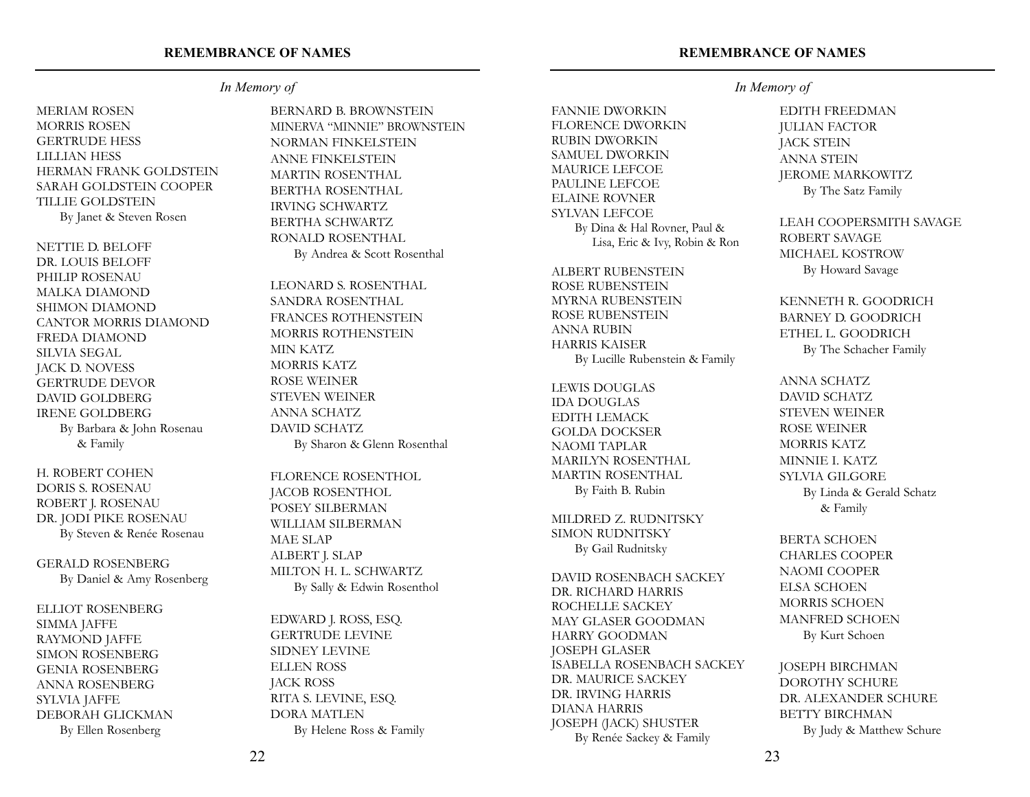## REMEMBRANCE OF NAMES

*In Memory of*

MERIAM ROSEN
MORRIS ROSEN
GERTRUDE HESS
LILLIAN HESS
HERMAN FRANK GOLDSTEIN
SARAH GOLDSTEIN COOPER
TILLIE GOLDSTEIN
By Janet & Steven Rosen

NETTIE D. BELOFF
DR. LOUIS BELOFF
PHILIP ROSENAU
MALKA DIAMOND
SHIMON DIAMOND
CANTOR MORRIS DIAMOND
FREDA DIAMOND
SILVIA SEGAL
JACK D. NOVESS
GERTRUDE DEVOR
DAVID GOLDBERG
IRENE GOLDBERG
By Barbara & John Rosenau & Family

H. ROBERT COHEN
DORIS S. ROSENAU
ROBERT J. ROSENAU
DR. JODI PIKE ROSENAU
By Steven & Renée Rosenau

GERALD ROSENBERG
By Daniel & Amy Rosenberg

ELLIOT ROSENBERG
SIMMA JAFFE
RAYMOND JAFFE
SIMON ROSENBERG
GENIA ROSENBERG
ANNA ROSENBERG
SYLVIA JAFFE
DEBORAH GLICKMAN
By Ellen Rosenberg

BERNARD B. BROWNSTEIN
MINERVA "MINNIE" BROWNSTEIN
NORMAN FINKELSTEIN
ANNE FINKELSTEIN
MARTIN ROSENTHAL
BERTHA ROSENTHAL
IRVING SCHWARTZ
BERTHA SCHWARTZ
RONALD ROSENTHAL
By Andrea & Scott Rosenthal

LEONARD S. ROSENTHAL
SANDRA ROSENTHAL
FRANCES ROTHENSTEIN
MORRIS ROTHENSTEIN
MIN KATZ
MORRIS KATZ
ROSE WEINER
STEVEN WEINER
ANNA SCHATZ
DAVID SCHATZ
By Sharon & Glenn Rosenthal

FLORENCE ROSENTHOL
JACOB ROSENTHOL
POSEY SILBERMAN
WILLIAM SILBERMAN
MAE SLAP
ALBERT J. SLAP
MILTON H. L. SCHWARTZ
By Sally & Edwin Rosenthol

EDWARD J. ROSS, ESQ.
GERTRUDE LEVINE
SIDNEY LEVINE
ELLEN ROSS
JACK ROSS
RITA S. LEVINE, ESQ.
DORA MATLEN
By Helene Ross & Family

## REMEMBRANCE OF NAMES

*In Memory of*

FANNIE DWORKIN
FLORENCE DWORKIN
RUBIN DWORKIN
SAMUEL DWORKIN
MAURICE LEFCOE
PAULINE LEFCOE
ELAINE ROVNER
SYLVAN LEFCOE
By Dina & Hal Rovner, Paul & Lisa, Eric & Ivy, Robin & Ron

ALBERT RUBENSTEIN
ROSE RUBENSTEIN
MYRNA RUBENSTEIN
ROSE RUBENSTEIN
ANNA RUBIN
HARRIS KAISER
By Lucille Rubenstein & Family

LEWIS DOUGLAS
IDA DOUGLAS
EDITH LEMACK
GOLDA DOCKSER
NAOMI TAPLAR
MARILYN ROSENTHAL
MARTIN ROSENTHAL
By Faith B. Rubin

MILDRED Z. RUDNITSKY
SIMON RUDNITSKY
By Gail Rudnitsky

DAVID ROSENBACH SACKEY
DR. RICHARD HARRIS
ROCHELLE SACKEY
MAY GLASER GOODMAN
HARRY GOODMAN
JOSEPH GLASER
ISABELLA ROSENBACH SACKEY
DR. MAURICE SACKEY
DR. IRVING HARRIS
DIANA HARRIS
JOSEPH (JACK) SHUSTER
By Renée Sackey & Family

EDITH FREEDMAN
JULIAN FACTOR
JACK STEIN
ANNA STEIN
JEROME MARKOWITZ
By The Satz Family

LEAH COOPERSMITH SAVAGE
ROBERT SAVAGE
MICHAEL KOSTROW
By Howard Savage

KENNETH R. GOODRICH
BARNEY D. GOODRICH
ETHEL L. GOODRICH
By The Schacher Family

ANNA SCHATZ
DAVID SCHATZ
STEVEN WEINER
ROSE WEINER
MORRIS KATZ
MINNIE I. KATZ
SYLVIA GILGORE
By Linda & Gerald Schatz & Family

BERTA SCHOEN
CHARLES COOPER
NAOMI COOPER
ELSA SCHOEN
MORRIS SCHOEN
MANFRED SCHOEN
By Kurt Schoen

JOSEPH BIRCHMAN
DOROTHY SCHURE
DR. ALEXANDER SCHURE
BETTY BIRCHMAN
By Judy & Matthew Schure